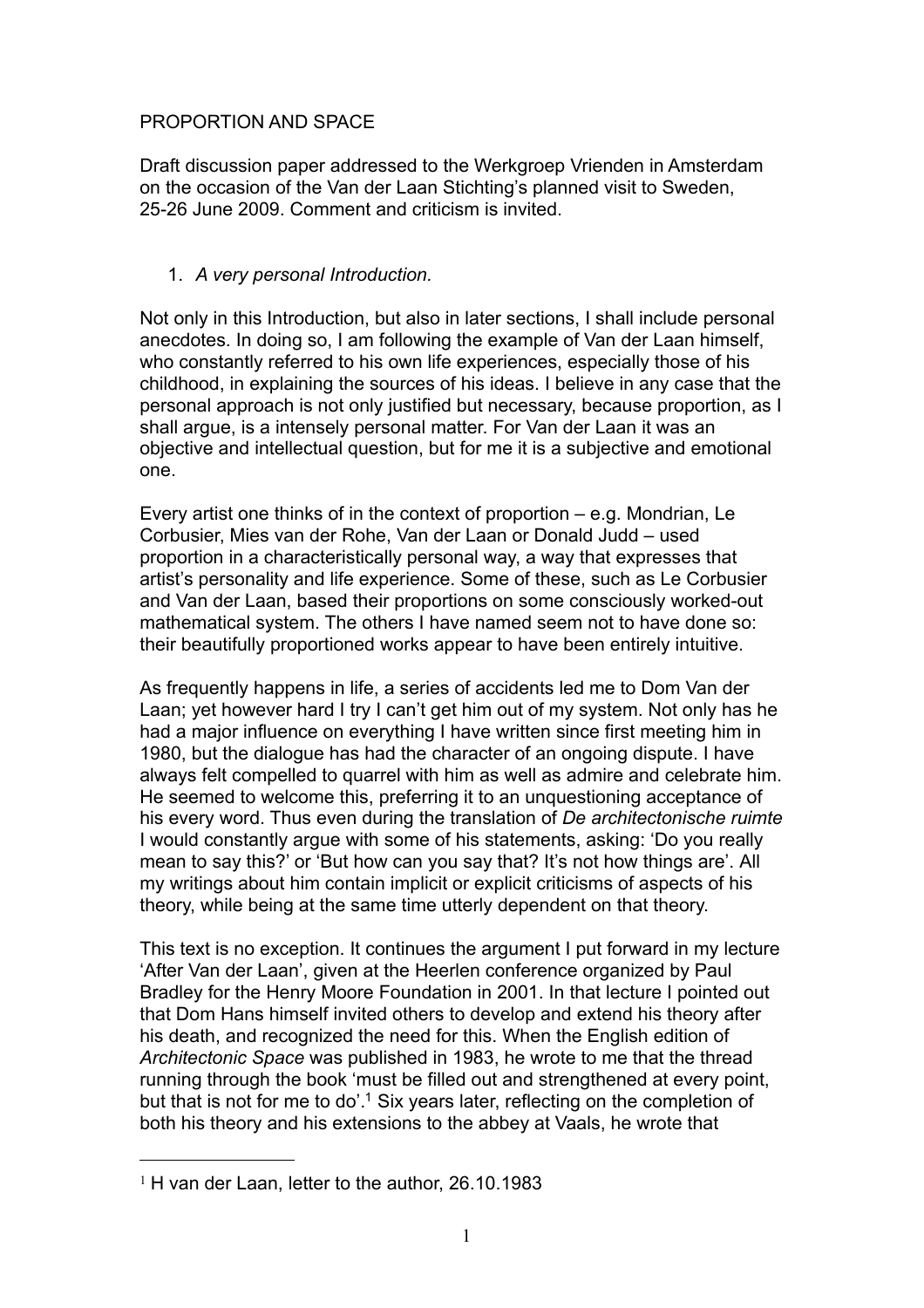# PROPORTION AND SPACE

Draft discussion paper addressed to the Werkgroep Vrienden in Amsterdam on the occasion of the Van der Laan Stichting's planned visit to Sweden, 25-26 June 2009. Comment and criticism is invited.

## 1. *A very personal Introduction.*

Not only in this Introduction, but also in later sections, I shall include personal anecdotes. In doing so, I am following the example of Van der Laan himself, who constantly referred to his own life experiences, especially those of his childhood, in explaining the sources of his ideas. I believe in any case that the personal approach is not only justified but necessary, because proportion, as I shall argue, is a intensely personal matter. For Van der Laan it was an objective and intellectual question, but for me it is a subjective and emotional one.

Every artist one thinks of in the context of proportion – e.g. Mondrian, Le Corbusier, Mies van der Rohe, Van der Laan or Donald Judd – used proportion in a characteristically personal way, a way that expresses that artist's personality and life experience. Some of these, such as Le Corbusier and Van der Laan, based their proportions on some consciously worked-out mathematical system. The others I have named seem not to have done so: their beautifully proportioned works appear to have been entirely intuitive.

As frequently happens in life, a series of accidents led me to Dom Van der Laan; yet however hard I try I can't get him out of my system. Not only has he had a major influence on everything I have written since first meeting him in 1980, but the dialogue has had the character of an ongoing dispute. I have always felt compelled to quarrel with him as well as admire and celebrate him. He seemed to welcome this, preferring it to an unquestioning acceptance of his every word. Thus even during the translation of *De architectonische ruimte* I would constantly argue with some of his statements, asking: 'Do you really mean to say this?' or 'But how can you say that? It's not how things are'. All my writings about him contain implicit or explicit criticisms of aspects of his theory, while being at the same time utterly dependent on that theory.

This text is no exception. It continues the argument I put forward in my lecture 'After Van der Laan', given at the Heerlen conference organized by Paul Bradley for the Henry Moore Foundation in 2001. In that lecture I pointed out that Dom Hans himself invited others to develop and extend his theory after his death, and recognized the need for this. When the English edition of *Architectonic Space* was published in 1983, he wrote to me that the thread running through the book 'must be filled out and strengthened at every point, but that is not for me to do'.[1] Six years later, reflecting on the completion of both his theory and his extensions to the abbey at Vaals, he wrote that

[1] H van der Laan, letter to the author, 26.10.1983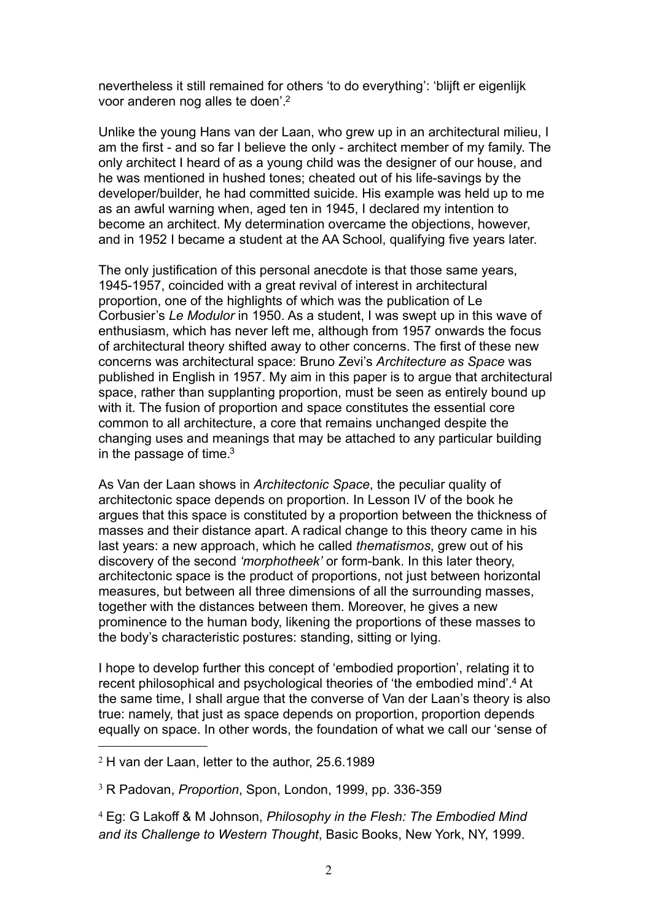nevertheless it still remained for others 'to do everything': 'blijft er eigenlijk voor anderen nog alles te doen'.[2]

Unlike the young Hans van der Laan, who grew up in an architectural milieu, I am the first - and so far I believe the only - architect member of my family. The only architect I heard of as a young child was the designer of our house, and he was mentioned in hushed tones; cheated out of his life-savings by the developer/builder, he had committed suicide. His example was held up to me as an awful warning when, aged ten in 1945, I declared my intention to become an architect. My determination overcame the objections, however, and in 1952 I became a student at the AA School, qualifying five years later.

The only justification of this personal anecdote is that those same years, 1945-1957, coincided with a great revival of interest in architectural proportion, one of the highlights of which was the publication of Le Corbusier's *Le Modulor* in 1950. As a student, I was swept up in this wave of enthusiasm, which has never left me, although from 1957 onwards the focus of architectural theory shifted away to other concerns. The first of these new concerns was architectural space: Bruno Zevi's *Architecture as Space* was published in English in 1957. My aim in this paper is to argue that architectural space, rather than supplanting proportion, must be seen as entirely bound up with it. The fusion of proportion and space constitutes the essential core common to all architecture, a core that remains unchanged despite the changing uses and meanings that may be attached to any particular building in the passage of time.[3]

As Van der Laan shows in *Architectonic Space*, the peculiar quality of architectonic space depends on proportion. In Lesson IV of the book he argues that this space is constituted by a proportion between the thickness of masses and their distance apart. A radical change to this theory came in his last years: a new approach, which he called *thematismos*, grew out of his discovery of the second *'morphotheek'* or form-bank. In this later theory, architectonic space is the product of proportions, not just between horizontal measures, but between all three dimensions of all the surrounding masses, together with the distances between them. Moreover, he gives a new prominence to the human body, likening the proportions of these masses to the body's characteristic postures: standing, sitting or lying.

I hope to develop further this concept of 'embodied proportion', relating it to recent philosophical and psychological theories of 'the embodied mind'.[4] At the same time, I shall argue that the converse of Van der Laan's theory is also true: namely, that just as space depends on proportion, proportion depends equally on space. In other words, the foundation of what we call our 'sense of

---

[2] H van der Laan, letter to the author, 25.6.1989

[3] R Padovan, *Proportion*, Spon, London, 1999, pp. 336-359

[4] Eg: G Lakoff & M Johnson, *Philosophy in the Flesh: The Embodied Mind and its Challenge to Western Thought*, Basic Books, New York, NY, 1999.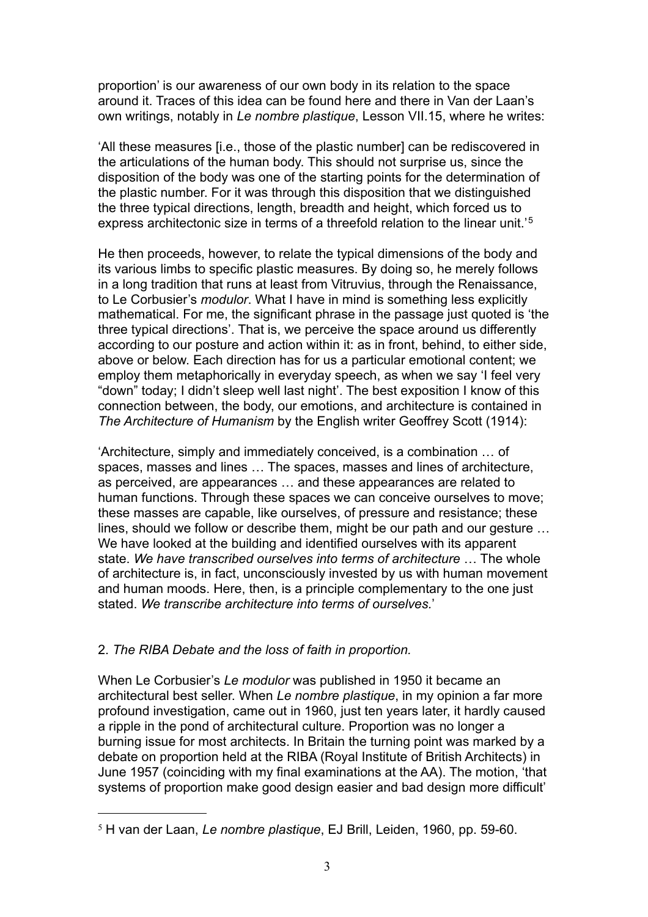proportion' is our awareness of our own body in its relation to the space around it. Traces of this idea can be found here and there in Van der Laan's own writings, notably in *Le nombre plastique*, Lesson VII.15, where he writes:

'All these measures [i.e., those of the plastic number] can be rediscovered in the articulations of the human body. This should not surprise us, since the disposition of the body was one of the starting points for the determination of the plastic number. For it was through this disposition that we distinguished the three typical directions, length, breadth and height, which forced us to express architectonic size in terms of a threefold relation to the linear unit.'[5]

He then proceeds, however, to relate the typical dimensions of the body and its various limbs to specific plastic measures. By doing so, he merely follows in a long tradition that runs at least from Vitruvius, through the Renaissance, to Le Corbusier's *modulor*. What I have in mind is something less explicitly mathematical. For me, the significant phrase in the passage just quoted is 'the three typical directions'. That is, we perceive the space around us differently according to our posture and action within it: as in front, behind, to either side, above or below. Each direction has for us a particular emotional content; we employ them metaphorically in everyday speech, as when we say 'I feel very "down" today; I didn't sleep well last night'. The best exposition I know of this connection between, the body, our emotions, and architecture is contained in *The Architecture of Humanism* by the English writer Geoffrey Scott (1914):

'Architecture, simply and immediately conceived, is a combination … of spaces, masses and lines … The spaces, masses and lines of architecture, as perceived, are appearances … and these appearances are related to human functions. Through these spaces we can conceive ourselves to move; these masses are capable, like ourselves, of pressure and resistance; these lines, should we follow or describe them, might be our path and our gesture … We have looked at the building and identified ourselves with its apparent state. *We have transcribed ourselves into terms of architecture* … The whole of architecture is, in fact, unconsciously invested by us with human movement and human moods. Here, then, is a principle complementary to the one just stated. *We transcribe architecture into terms of ourselves.*'

## 2. *The RIBA Debate and the loss of faith in proportion.*

When Le Corbusier's *Le modulor* was published in 1950 it became an architectural best seller. When *Le nombre plastique*, in my opinion a far more profound investigation, came out in 1960, just ten years later, it hardly caused a ripple in the pond of architectural culture. Proportion was no longer a burning issue for most architects. In Britain the turning point was marked by a debate on proportion held at the RIBA (Royal Institute of British Architects) in June 1957 (coinciding with my final examinations at the AA). The motion, 'that systems of proportion make good design easier and bad design more difficult'

[5] H van der Laan, *Le nombre plastique*, EJ Brill, Leiden, 1960, pp. 59-60.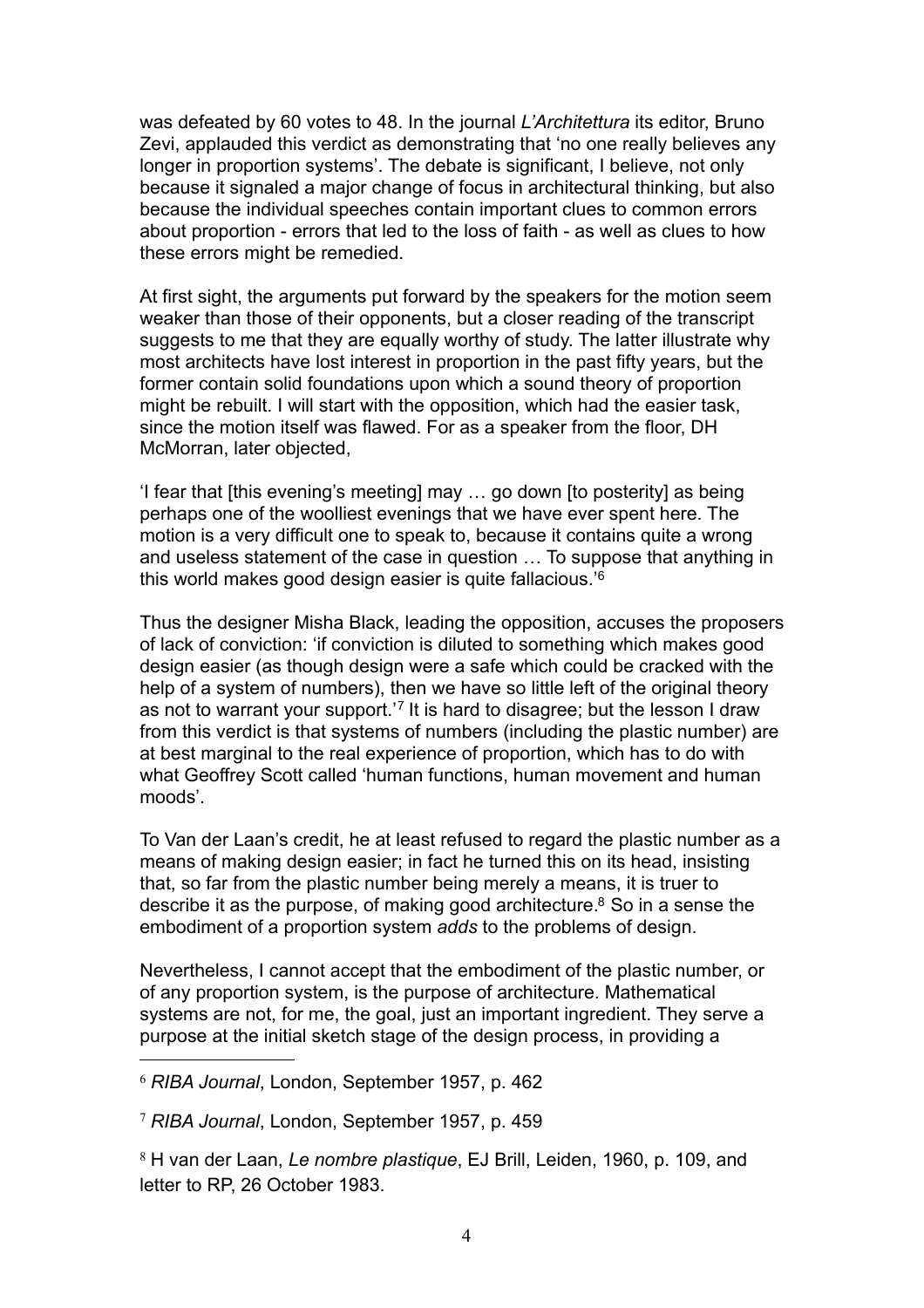was defeated by 60 votes to 48. In the journal *L'Architettura* its editor, Bruno Zevi, applauded this verdict as demonstrating that 'no one really believes any longer in proportion systems'. The debate is significant, I believe, not only because it signaled a major change of focus in architectural thinking, but also because the individual speeches contain important clues to common errors about proportion - errors that led to the loss of faith - as well as clues to how these errors might be remedied.

At first sight, the arguments put forward by the speakers for the motion seem weaker than those of their opponents, but a closer reading of the transcript suggests to me that they are equally worthy of study. The latter illustrate why most architects have lost interest in proportion in the past fifty years, but the former contain solid foundations upon which a sound theory of proportion might be rebuilt. I will start with the opposition, which had the easier task, since the motion itself was flawed. For as a speaker from the floor, DH McMorran, later objected,

'I fear that [this evening's meeting] may … go down [to posterity] as being perhaps one of the woolliest evenings that we have ever spent here. The motion is a very difficult one to speak to, because it contains quite a wrong and useless statement of the case in question … To suppose that anything in this world makes good design easier is quite fallacious.'[6]

Thus the designer Misha Black, leading the opposition, accuses the proposers of lack of conviction: 'if conviction is diluted to something which makes good design easier (as though design were a safe which could be cracked with the help of a system of numbers), then we have so little left of the original theory as not to warrant your support.'[7] It is hard to disagree; but the lesson I draw from this verdict is that systems of numbers (including the plastic number) are at best marginal to the real experience of proportion, which has to do with what Geoffrey Scott called 'human functions, human movement and human moods'.

To Van der Laan's credit, he at least refused to regard the plastic number as a means of making design easier; in fact he turned this on its head, insisting that, so far from the plastic number being merely a means, it is truer to describe it as the purpose, of making good architecture.[8] So in a sense the embodiment of a proportion system *adds* to the problems of design.

Nevertheless, I cannot accept that the embodiment of the plastic number, or of any proportion system, is the purpose of architecture. Mathematical systems are not, for me, the goal, just an important ingredient. They serve a purpose at the initial sketch stage of the design process, in providing a

---

[6] *RIBA Journal*, London, September 1957, p. 462

[7] *RIBA Journal*, London, September 1957, p. 459

[8] H van der Laan, *Le nombre plastique*, EJ Brill, Leiden, 1960, p. 109, and letter to RP, 26 October 1983.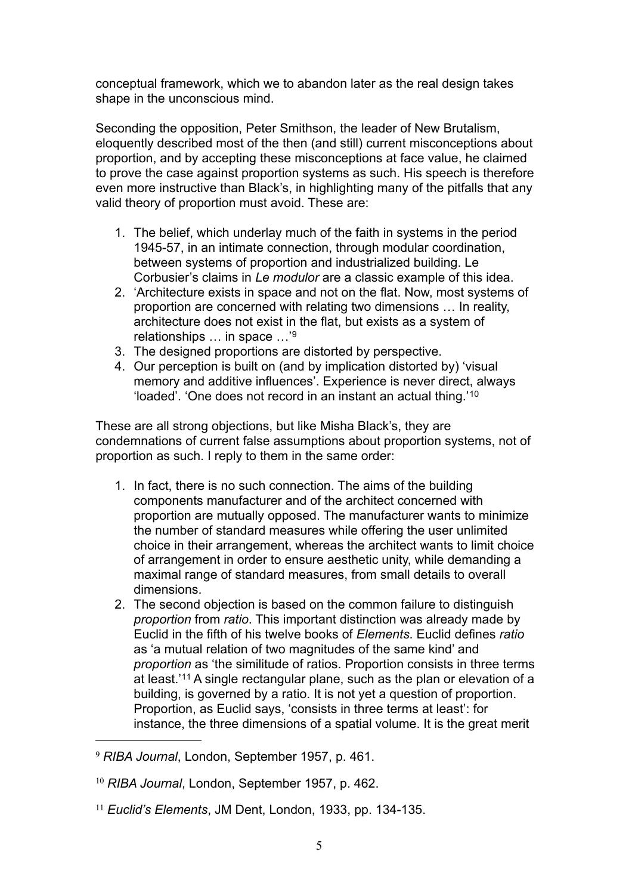conceptual framework, which we to abandon later as the real design takes shape in the unconscious mind.

Seconding the opposition, Peter Smithson, the leader of New Brutalism, eloquently described most of the then (and still) current misconceptions about proportion, and by accepting these misconceptions at face value, he claimed to prove the case against proportion systems as such. His speech is therefore even more instructive than Black's, in highlighting many of the pitfalls that any valid theory of proportion must avoid. These are:

1. The belief, which underlay much of the faith in systems in the period 1945-57, in an intimate connection, through modular coordination, between systems of proportion and industrialized building. Le Corbusier's claims in *Le modulor* are a classic example of this idea.
2. 'Architecture exists in space and not on the flat. Now, most systems of proportion are concerned with relating two dimensions … In reality, architecture does not exist in the flat, but exists as a system of relationships … in space …'[9]
3. The designed proportions are distorted by perspective.
4. Our perception is built on (and by implication distorted by) 'visual memory and additive influences'. Experience is never direct, always 'loaded'. 'One does not record in an instant an actual thing.'[10]

These are all strong objections, but like Misha Black's, they are condemnations of current false assumptions about proportion systems, not of proportion as such. I reply to them in the same order:

1. In fact, there is no such connection. The aims of the building components manufacturer and of the architect concerned with proportion are mutually opposed. The manufacturer wants to minimize the number of standard measures while offering the user unlimited choice in their arrangement, whereas the architect wants to limit choice of arrangement in order to ensure aesthetic unity, while demanding a maximal range of standard measures, from small details to overall dimensions.
2. The second objection is based on the common failure to distinguish *proportion* from *ratio*. This important distinction was already made by Euclid in the fifth of his twelve books of *Elements*. Euclid defines *ratio* as 'a mutual relation of two magnitudes of the same kind' and *proportion* as 'the similitude of ratios. Proportion consists in three terms at least.'[11] A single rectangular plane, such as the plan or elevation of a building, is governed by a ratio. It is not yet a question of proportion. Proportion, as Euclid says, 'consists in three terms at least': for instance, the three dimensions of a spatial volume. It is the great merit

---

[9] *RIBA Journal*, London, September 1957, p. 461.

[10] *RIBA Journal*, London, September 1957, p. 462.

[11] *Euclid's Elements*, JM Dent, London, 1933, pp. 134-135.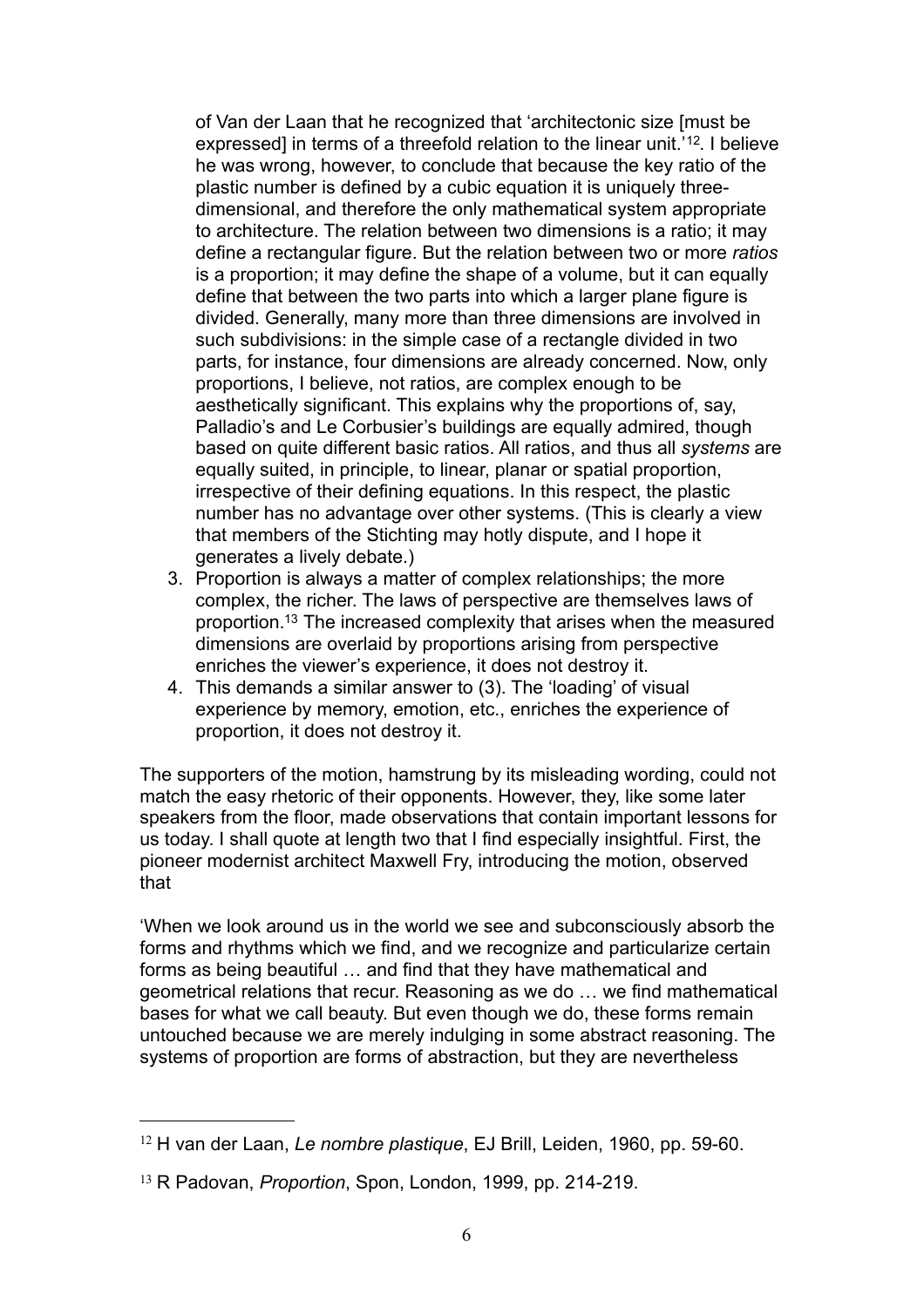of Van der Laan that he recognized that 'architectonic size [must be expressed] in terms of a threefold relation to the linear unit.'[12]. I believe he was wrong, however, to conclude that because the key ratio of the plastic number is defined by a cubic equation it is uniquely three-dimensional, and therefore the only mathematical system appropriate to architecture. The relation between two dimensions is a ratio; it may define a rectangular figure. But the relation between two or more *ratios* is a proportion; it may define the shape of a volume, but it can equally define that between the two parts into which a larger plane figure is divided. Generally, many more than three dimensions are involved in such subdivisions: in the simple case of a rectangle divided in two parts, for instance, four dimensions are already concerned. Now, only proportions, I believe, not ratios, are complex enough to be aesthetically significant. This explains why the proportions of, say, Palladio's and Le Corbusier's buildings are equally admired, though based on quite different basic ratios. All ratios, and thus all *systems* are equally suited, in principle, to linear, planar or spatial proportion, irrespective of their defining equations. In this respect, the plastic number has no advantage over other systems. (This is clearly a view that members of the Stichting may hotly dispute, and I hope it generates a lively debate.)

3. Proportion is always a matter of complex relationships; the more complex, the richer. The laws of perspective are themselves laws of proportion.[13] The increased complexity that arises when the measured dimensions are overlaid by proportions arising from perspective enriches the viewer's experience, it does not destroy it.
4. This demands a similar answer to (3). The 'loading' of visual experience by memory, emotion, etc., enriches the experience of proportion, it does not destroy it.

The supporters of the motion, hamstrung by its misleading wording, could not match the easy rhetoric of their opponents. However, they, like some later speakers from the floor, made observations that contain important lessons for us today. I shall quote at length two that I find especially insightful. First, the pioneer modernist architect Maxwell Fry, introducing the motion, observed that

'When we look around us in the world we see and subconsciously absorb the forms and rhythms which we find, and we recognize and particularize certain forms as being beautiful … and find that they have mathematical and geometrical relations that recur. Reasoning as we do … we find mathematical bases for what we call beauty. But even though we do, these forms remain untouched because we are merely indulging in some abstract reasoning. The systems of proportion are forms of abstraction, but they are nevertheless

---

[12] H van der Laan, *Le nombre plastique*, EJ Brill, Leiden, 1960, pp. 59-60.

[13] R Padovan, *Proportion*, Spon, London, 1999, pp. 214-219.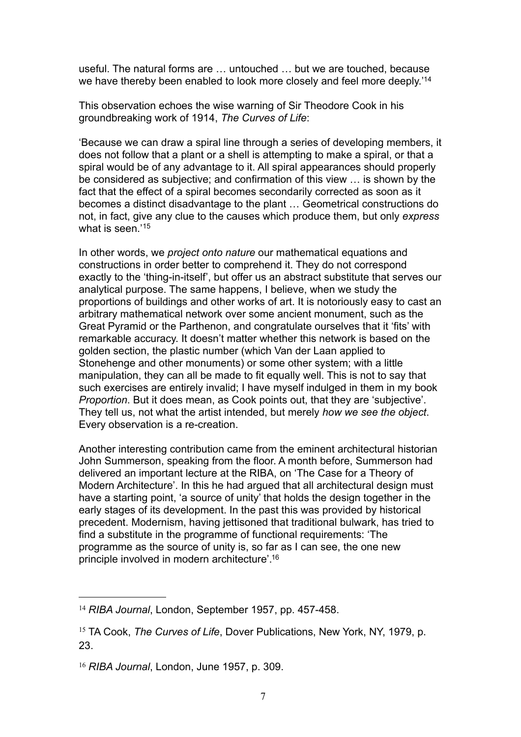useful. The natural forms are … untouched … but we are touched, because we have thereby been enabled to look more closely and feel more deeply.'[14]

This observation echoes the wise warning of Sir Theodore Cook in his groundbreaking work of 1914, *The Curves of Life*:

'Because we can draw a spiral line through a series of developing members, it does not follow that a plant or a shell is attempting to make a spiral, or that a spiral would be of any advantage to it. All spiral appearances should properly be considered as subjective; and confirmation of this view … is shown by the fact that the effect of a spiral becomes secondarily corrected as soon as it becomes a distinct disadvantage to the plant … Geometrical constructions do not, in fact, give any clue to the causes which produce them, but only *express* what is seen.'[15]

In other words, we *project onto nature* our mathematical equations and constructions in order better to comprehend it. They do not correspond exactly to the 'thing-in-itself', but offer us an abstract substitute that serves our analytical purpose. The same happens, I believe, when we study the proportions of buildings and other works of art. It is notoriously easy to cast an arbitrary mathematical network over some ancient monument, such as the Great Pyramid or the Parthenon, and congratulate ourselves that it 'fits' with remarkable accuracy. It doesn't matter whether this network is based on the golden section, the plastic number (which Van der Laan applied to Stonehenge and other monuments) or some other system; with a little manipulation, they can all be made to fit equally well. This is not to say that such exercises are entirely invalid; I have myself indulged in them in my book *Proportion*. But it does mean, as Cook points out, that they are 'subjective'. They tell us, not what the artist intended, but merely *how we see the object*. Every observation is a re-creation.

Another interesting contribution came from the eminent architectural historian John Summerson, speaking from the floor. A month before, Summerson had delivered an important lecture at the RIBA, on 'The Case for a Theory of Modern Architecture'. In this he had argued that all architectural design must have a starting point, 'a source of unity' that holds the design together in the early stages of its development. In the past this was provided by historical precedent. Modernism, having jettisoned that traditional bulwark, has tried to find a substitute in the programme of functional requirements: 'The programme as the source of unity is, so far as I can see, the one new principle involved in modern architecture'.[16]

---

[14] *RIBA Journal*, London, September 1957, pp. 457-458.

[15] TA Cook, *The Curves of Life*, Dover Publications, New York, NY, 1979, p. 23.

[16] *RIBA Journal*, London, June 1957, p. 309.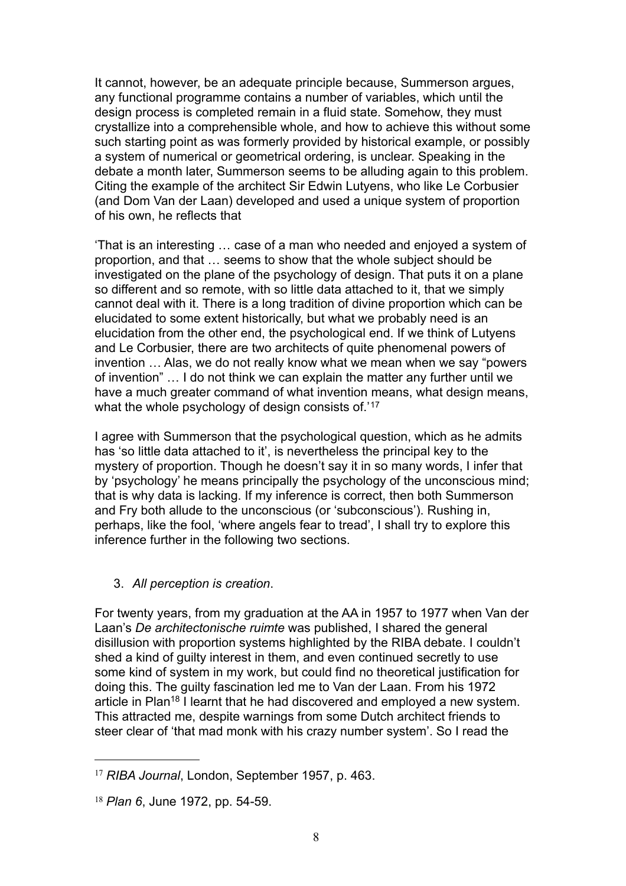It cannot, however, be an adequate principle because, Summerson argues, any functional programme contains a number of variables, which until the design process is completed remain in a fluid state. Somehow, they must crystallize into a comprehensible whole, and how to achieve this without some such starting point as was formerly provided by historical example, or possibly a system of numerical or geometrical ordering, is unclear. Speaking in the debate a month later, Summerson seems to be alluding again to this problem. Citing the example of the architect Sir Edwin Lutyens, who like Le Corbusier (and Dom Van der Laan) developed and used a unique system of proportion of his own, he reflects that

'That is an interesting … case of a man who needed and enjoyed a system of proportion, and that … seems to show that the whole subject should be investigated on the plane of the psychology of design. That puts it on a plane so different and so remote, with so little data attached to it, that we simply cannot deal with it. There is a long tradition of divine proportion which can be elucidated to some extent historically, but what we probably need is an elucidation from the other end, the psychological end. If we think of Lutyens and Le Corbusier, there are two architects of quite phenomenal powers of invention … Alas, we do not really know what we mean when we say "powers of invention" … I do not think we can explain the matter any further until we have a much greater command of what invention means, what design means, what the whole psychology of design consists of.'[17]

I agree with Summerson that the psychological question, which as he admits has 'so little data attached to it', is nevertheless the principal key to the mystery of proportion. Though he doesn't say it in so many words, I infer that by 'psychology' he means principally the psychology of the unconscious mind; that is why data is lacking. If my inference is correct, then both Summerson and Fry both allude to the unconscious (or 'subconscious'). Rushing in, perhaps, like the fool, 'where angels fear to tread', I shall try to explore this inference further in the following two sections.

3. *All perception is creation*.

For twenty years, from my graduation at the AA in 1957 to 1977 when Van der Laan's *De architectonische ruimte* was published, I shared the general disillusion with proportion systems highlighted by the RIBA debate. I couldn't shed a kind of guilty interest in them, and even continued secretly to use some kind of system in my work, but could find no theoretical justification for doing this. The guilty fascination led me to Van der Laan. From his 1972 article in Plan[18] I learnt that he had discovered and employed a new system. This attracted me, despite warnings from some Dutch architect friends to steer clear of 'that mad monk with his crazy number system'. So I read the

---

[17] *RIBA Journal*, London, September 1957, p. 463.

[18] *Plan 6*, June 1972, pp. 54-59.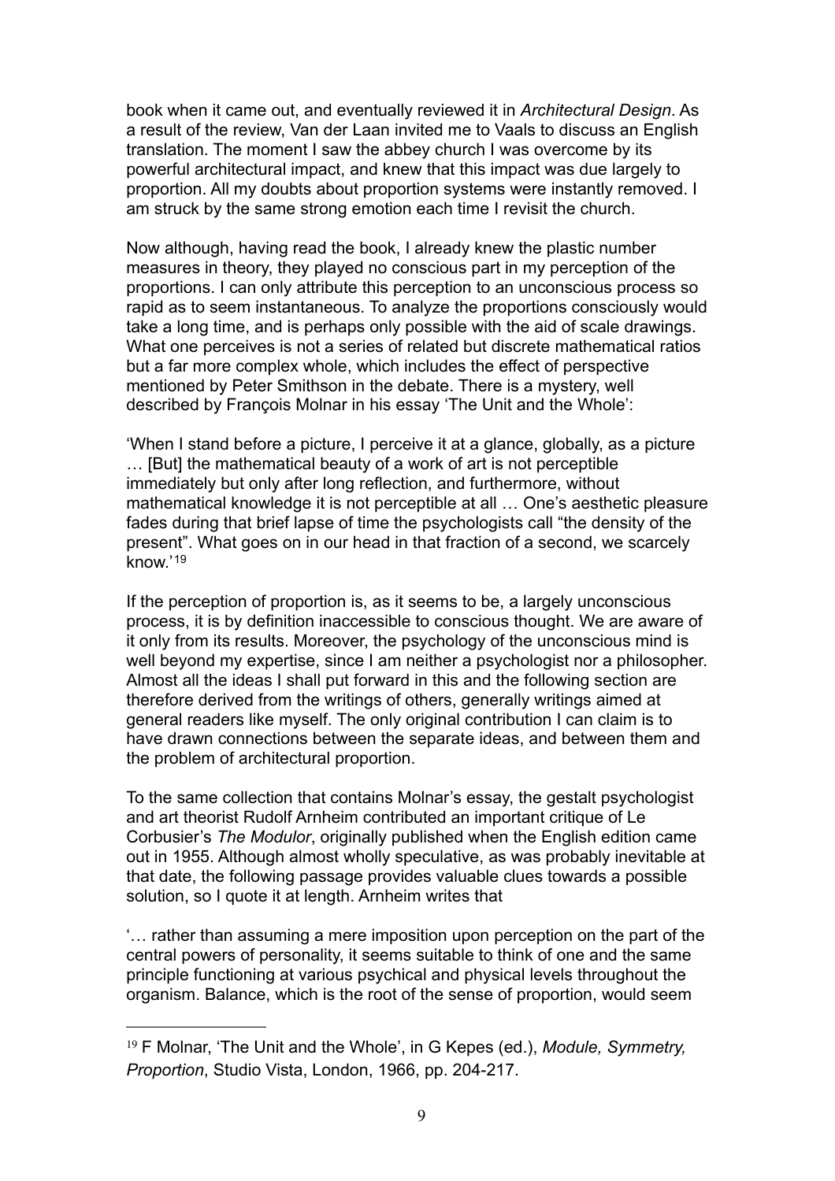book when it came out, and eventually reviewed it in *Architectural Design*. As a result of the review, Van der Laan invited me to Vaals to discuss an English translation. The moment I saw the abbey church I was overcome by its powerful architectural impact, and knew that this impact was due largely to proportion. All my doubts about proportion systems were instantly removed. I am struck by the same strong emotion each time I revisit the church.

Now although, having read the book, I already knew the plastic number measures in theory, they played no conscious part in my perception of the proportions. I can only attribute this perception to an unconscious process so rapid as to seem instantaneous. To analyze the proportions consciously would take a long time, and is perhaps only possible with the aid of scale drawings. What one perceives is not a series of related but discrete mathematical ratios but a far more complex whole, which includes the effect of perspective mentioned by Peter Smithson in the debate. There is a mystery, well described by François Molnar in his essay 'The Unit and the Whole':

'When I stand before a picture, I perceive it at a glance, globally, as a picture … [But] the mathematical beauty of a work of art is not perceptible immediately but only after long reflection, and furthermore, without mathematical knowledge it is not perceptible at all … One's aesthetic pleasure fades during that brief lapse of time the psychologists call "the density of the present". What goes on in our head in that fraction of a second, we scarcely know.'[19]

If the perception of proportion is, as it seems to be, a largely unconscious process, it is by definition inaccessible to conscious thought. We are aware of it only from its results. Moreover, the psychology of the unconscious mind is well beyond my expertise, since I am neither a psychologist nor a philosopher. Almost all the ideas I shall put forward in this and the following section are therefore derived from the writings of others, generally writings aimed at general readers like myself. The only original contribution I can claim is to have drawn connections between the separate ideas, and between them and the problem of architectural proportion.

To the same collection that contains Molnar's essay, the gestalt psychologist and art theorist Rudolf Arnheim contributed an important critique of Le Corbusier's *The Modulor*, originally published when the English edition came out in 1955. Although almost wholly speculative, as was probably inevitable at that date, the following passage provides valuable clues towards a possible solution, so I quote it at length. Arnheim writes that

'… rather than assuming a mere imposition upon perception on the part of the central powers of personality, it seems suitable to think of one and the same principle functioning at various psychical and physical levels throughout the organism. Balance, which is the root of the sense of proportion, would seem

---

[19] F Molnar, 'The Unit and the Whole', in G Kepes (ed.), *Module, Symmetry, Proportion*, Studio Vista, London, 1966, pp. 204-217.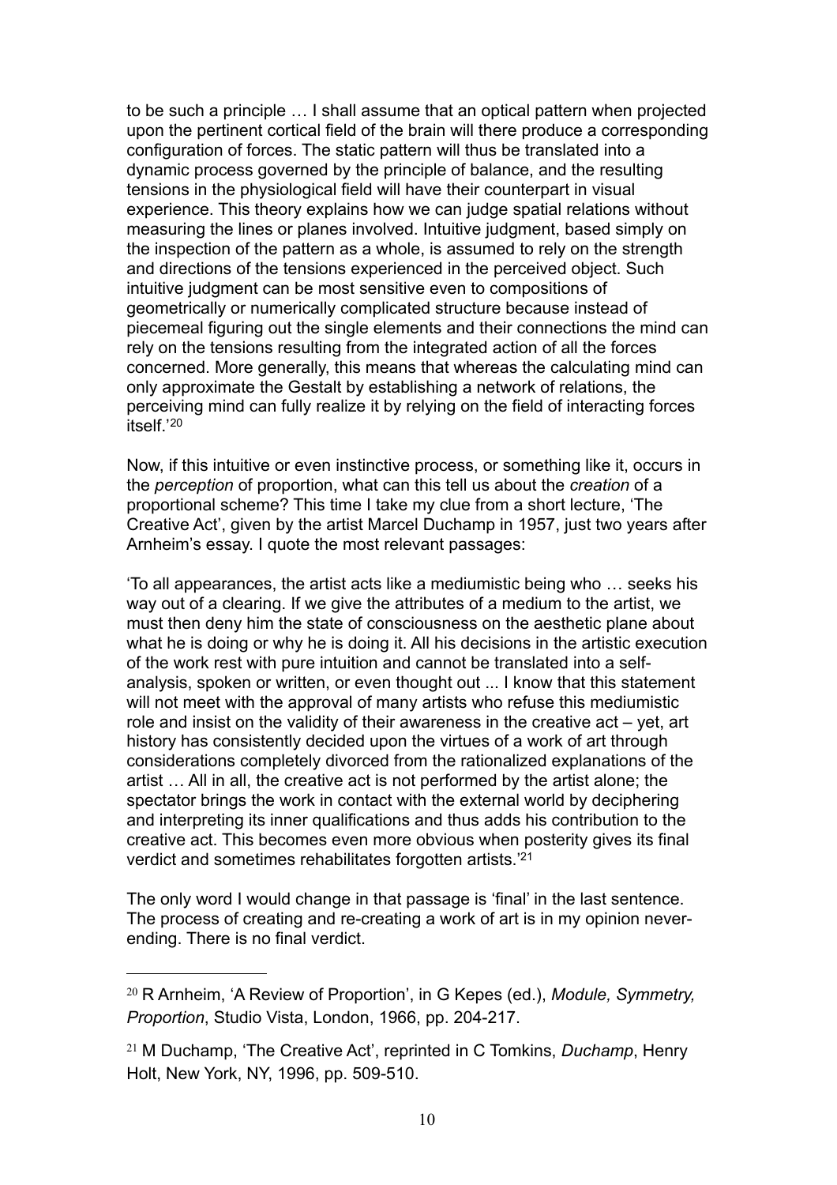to be such a principle … I shall assume that an optical pattern when projected upon the pertinent cortical field of the brain will there produce a corresponding configuration of forces. The static pattern will thus be translated into a dynamic process governed by the principle of balance, and the resulting tensions in the physiological field will have their counterpart in visual experience. This theory explains how we can judge spatial relations without measuring the lines or planes involved. Intuitive judgment, based simply on the inspection of the pattern as a whole, is assumed to rely on the strength and directions of the tensions experienced in the perceived object. Such intuitive judgment can be most sensitive even to compositions of geometrically or numerically complicated structure because instead of piecemeal figuring out the single elements and their connections the mind can rely on the tensions resulting from the integrated action of all the forces concerned. More generally, this means that whereas the calculating mind can only approximate the Gestalt by establishing a network of relations, the perceiving mind can fully realize it by relying on the field of interacting forces itself.'[20]

Now, if this intuitive or even instinctive process, or something like it, occurs in the *perception* of proportion, what can this tell us about the *creation* of a proportional scheme? This time I take my clue from a short lecture, 'The Creative Act', given by the artist Marcel Duchamp in 1957, just two years after Arnheim's essay. I quote the most relevant passages:

'To all appearances, the artist acts like a mediumistic being who … seeks his way out of a clearing. If we give the attributes of a medium to the artist, we must then deny him the state of consciousness on the aesthetic plane about what he is doing or why he is doing it. All his decisions in the artistic execution of the work rest with pure intuition and cannot be translated into a self-analysis, spoken or written, or even thought out ... I know that this statement will not meet with the approval of many artists who refuse this mediumistic role and insist on the validity of their awareness in the creative act – yet, art history has consistently decided upon the virtues of a work of art through considerations completely divorced from the rationalized explanations of the artist … All in all, the creative act is not performed by the artist alone; the spectator brings the work in contact with the external world by deciphering and interpreting its inner qualifications and thus adds his contribution to the creative act. This becomes even more obvious when posterity gives its final verdict and sometimes rehabilitates forgotten artists.'[21]

The only word I would change in that passage is 'final' in the last sentence. The process of creating and re-creating a work of art is in my opinion never-ending. There is no final verdict.

---

[20] R Arnheim, 'A Review of Proportion', in G Kepes (ed.), *Module, Symmetry, Proportion*, Studio Vista, London, 1966, pp. 204-217.

[21] M Duchamp, 'The Creative Act', reprinted in C Tomkins, *Duchamp*, Henry Holt, New York, NY, 1996, pp. 509-510.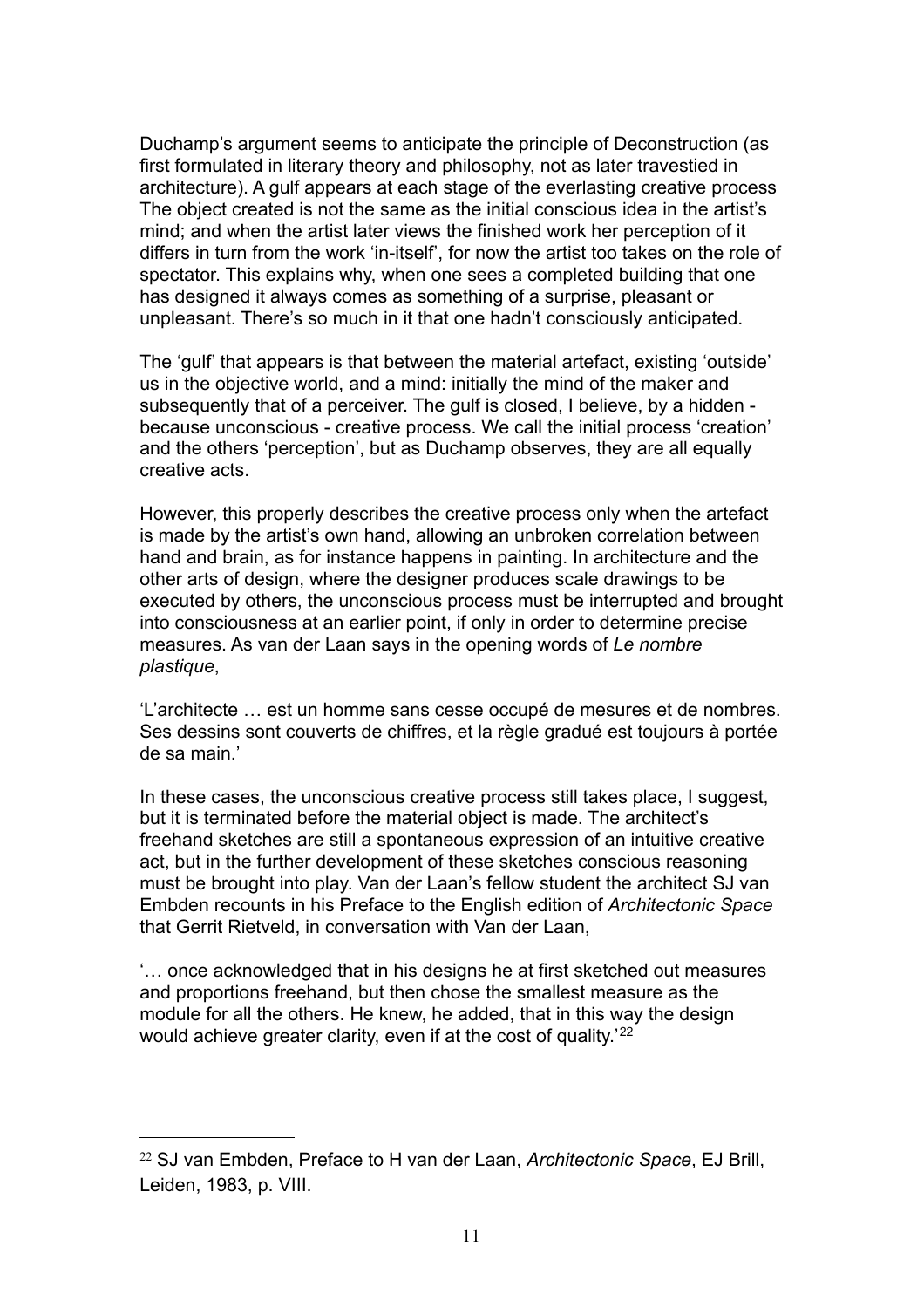Duchamp's argument seems to anticipate the principle of Deconstruction (as first formulated in literary theory and philosophy, not as later travestied in architecture). A gulf appears at each stage of the everlasting creative process The object created is not the same as the initial conscious idea in the artist's mind; and when the artist later views the finished work her perception of it differs in turn from the work 'in-itself', for now the artist too takes on the role of spectator. This explains why, when one sees a completed building that one has designed it always comes as something of a surprise, pleasant or unpleasant. There's so much in it that one hadn't consciously anticipated.

The 'gulf' that appears is that between the material artefact, existing 'outside' us in the objective world, and a mind: initially the mind of the maker and subsequently that of a perceiver. The gulf is closed, I believe, by a hidden - because unconscious - creative process. We call the initial process 'creation' and the others 'perception', but as Duchamp observes, they are all equally creative acts.

However, this properly describes the creative process only when the artefact is made by the artist's own hand, allowing an unbroken correlation between hand and brain, as for instance happens in painting. In architecture and the other arts of design, where the designer produces scale drawings to be executed by others, the unconscious process must be interrupted and brought into consciousness at an earlier point, if only in order to determine precise measures. As van der Laan says in the opening words of *Le nombre plastique*,

'L'architecte … est un homme sans cesse occupé de mesures et de nombres. Ses dessins sont couverts de chiffres, et la règle gradué est toujours à portée de sa main.'

In these cases, the unconscious creative process still takes place, I suggest, but it is terminated before the material object is made. The architect's freehand sketches are still a spontaneous expression of an intuitive creative act, but in the further development of these sketches conscious reasoning must be brought into play. Van der Laan's fellow student the architect SJ van Embden recounts in his Preface to the English edition of *Architectonic Space* that Gerrit Rietveld, in conversation with Van der Laan,

'… once acknowledged that in his designs he at first sketched out measures and proportions freehand, but then chose the smallest measure as the module for all the others. He knew, he added, that in this way the design would achieve greater clarity, even if at the cost of quality.'[22]

---

[22] SJ van Embden, Preface to H van der Laan, *Architectonic Space*, EJ Brill, Leiden, 1983, p. VIII.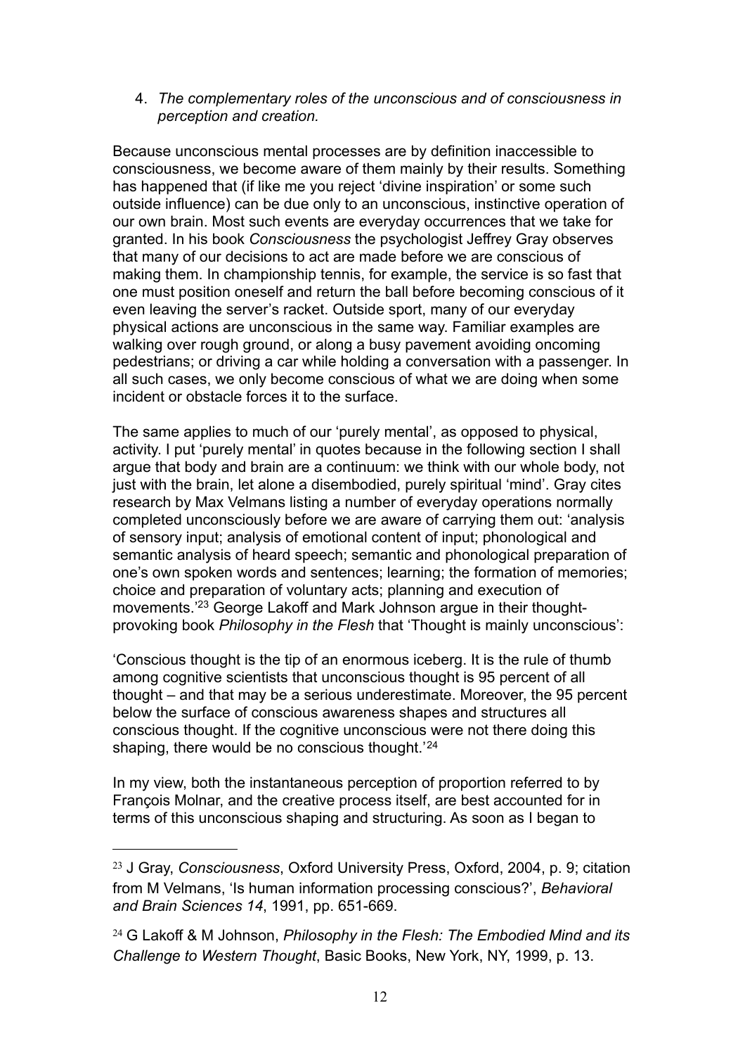4. *The complementary roles of the unconscious and of consciousness in perception and creation.*

Because unconscious mental processes are by definition inaccessible to consciousness, we become aware of them mainly by their results. Something has happened that (if like me you reject 'divine inspiration' or some such outside influence) can be due only to an unconscious, instinctive operation of our own brain. Most such events are everyday occurrences that we take for granted. In his book *Consciousness* the psychologist Jeffrey Gray observes that many of our decisions to act are made before we are conscious of making them. In championship tennis, for example, the service is so fast that one must position oneself and return the ball before becoming conscious of it even leaving the server's racket. Outside sport, many of our everyday physical actions are unconscious in the same way. Familiar examples are walking over rough ground, or along a busy pavement avoiding oncoming pedestrians; or driving a car while holding a conversation with a passenger. In all such cases, we only become conscious of what we are doing when some incident or obstacle forces it to the surface.

The same applies to much of our 'purely mental', as opposed to physical, activity. I put 'purely mental' in quotes because in the following section I shall argue that body and brain are a continuum: we think with our whole body, not just with the brain, let alone a disembodied, purely spiritual 'mind'. Gray cites research by Max Velmans listing a number of everyday operations normally completed unconsciously before we are aware of carrying them out: 'analysis of sensory input; analysis of emotional content of input; phonological and semantic analysis of heard speech; semantic and phonological preparation of one's own spoken words and sentences; learning; the formation of memories; choice and preparation of voluntary acts; planning and execution of movements.'[23] George Lakoff and Mark Johnson argue in their thought-provoking book *Philosophy in the Flesh* that 'Thought is mainly unconscious':

'Conscious thought is the tip of an enormous iceberg. It is the rule of thumb among cognitive scientists that unconscious thought is 95 percent of all thought – and that may be a serious underestimate. Moreover, the 95 percent below the surface of conscious awareness shapes and structures all conscious thought. If the cognitive unconscious were not there doing this shaping, there would be no conscious thought.'[24]

In my view, both the instantaneous perception of proportion referred to by François Molnar, and the creative process itself, are best accounted for in terms of this unconscious shaping and structuring. As soon as I began to

---

[23] J Gray, *Consciousness*, Oxford University Press, Oxford, 2004, p. 9; citation from M Velmans, 'Is human information processing conscious?', *Behavioral and Brain Sciences 14*, 1991, pp. 651-669.

[24] G Lakoff & M Johnson, *Philosophy in the Flesh: The Embodied Mind and its Challenge to Western Thought*, Basic Books, New York, NY, 1999, p. 13.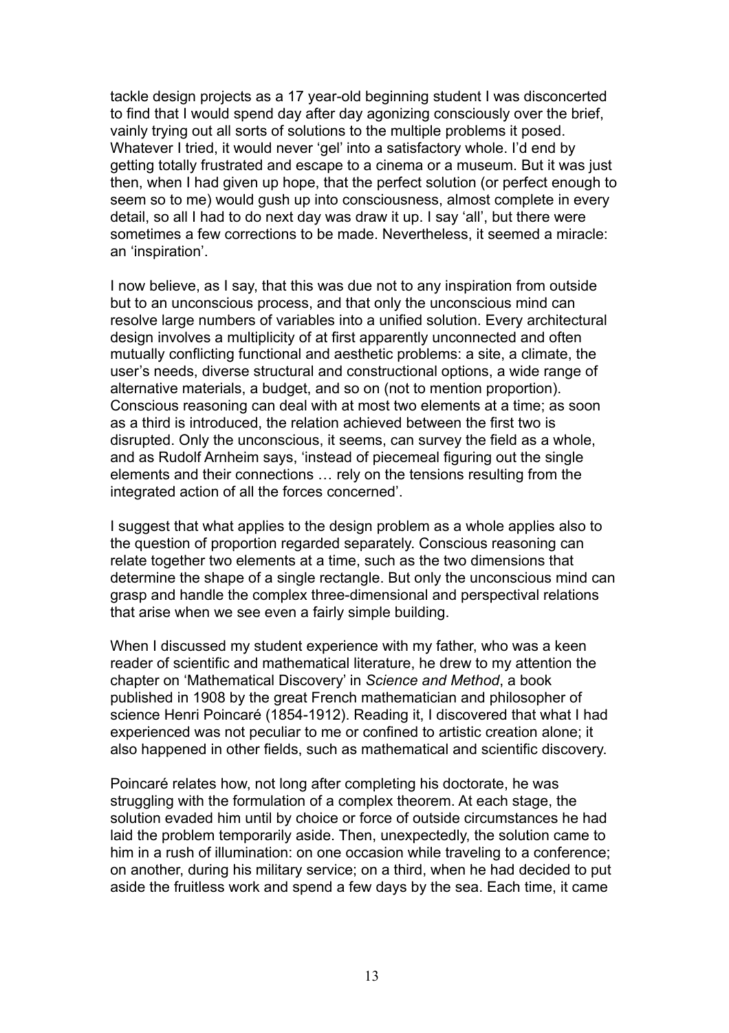tackle design projects as a 17 year-old beginning student I was disconcerted to find that I would spend day after day agonizing consciously over the brief, vainly trying out all sorts of solutions to the multiple problems it posed. Whatever I tried, it would never 'gel' into a satisfactory whole. I'd end by getting totally frustrated and escape to a cinema or a museum. But it was just then, when I had given up hope, that the perfect solution (or perfect enough to seem so to me) would gush up into consciousness, almost complete in every detail, so all I had to do next day was draw it up. I say 'all', but there were sometimes a few corrections to be made. Nevertheless, it seemed a miracle: an 'inspiration'.

I now believe, as I say, that this was due not to any inspiration from outside but to an unconscious process, and that only the unconscious mind can resolve large numbers of variables into a unified solution. Every architectural design involves a multiplicity of at first apparently unconnected and often mutually conflicting functional and aesthetic problems: a site, a climate, the user's needs, diverse structural and constructional options, a wide range of alternative materials, a budget, and so on (not to mention proportion). Conscious reasoning can deal with at most two elements at a time; as soon as a third is introduced, the relation achieved between the first two is disrupted. Only the unconscious, it seems, can survey the field as a whole, and as Rudolf Arnheim says, 'instead of piecemeal figuring out the single elements and their connections … rely on the tensions resulting from the integrated action of all the forces concerned'.

I suggest that what applies to the design problem as a whole applies also to the question of proportion regarded separately. Conscious reasoning can relate together two elements at a time, such as the two dimensions that determine the shape of a single rectangle. But only the unconscious mind can grasp and handle the complex three-dimensional and perspectival relations that arise when we see even a fairly simple building.

When I discussed my student experience with my father, who was a keen reader of scientific and mathematical literature, he drew to my attention the chapter on 'Mathematical Discovery' in *Science and Method*, a book published in 1908 by the great French mathematician and philosopher of science Henri Poincaré (1854-1912). Reading it, I discovered that what I had experienced was not peculiar to me or confined to artistic creation alone; it also happened in other fields, such as mathematical and scientific discovery.

Poincaré relates how, not long after completing his doctorate, he was struggling with the formulation of a complex theorem. At each stage, the solution evaded him until by choice or force of outside circumstances he had laid the problem temporarily aside. Then, unexpectedly, the solution came to him in a rush of illumination: on one occasion while traveling to a conference; on another, during his military service; on a third, when he had decided to put aside the fruitless work and spend a few days by the sea. Each time, it came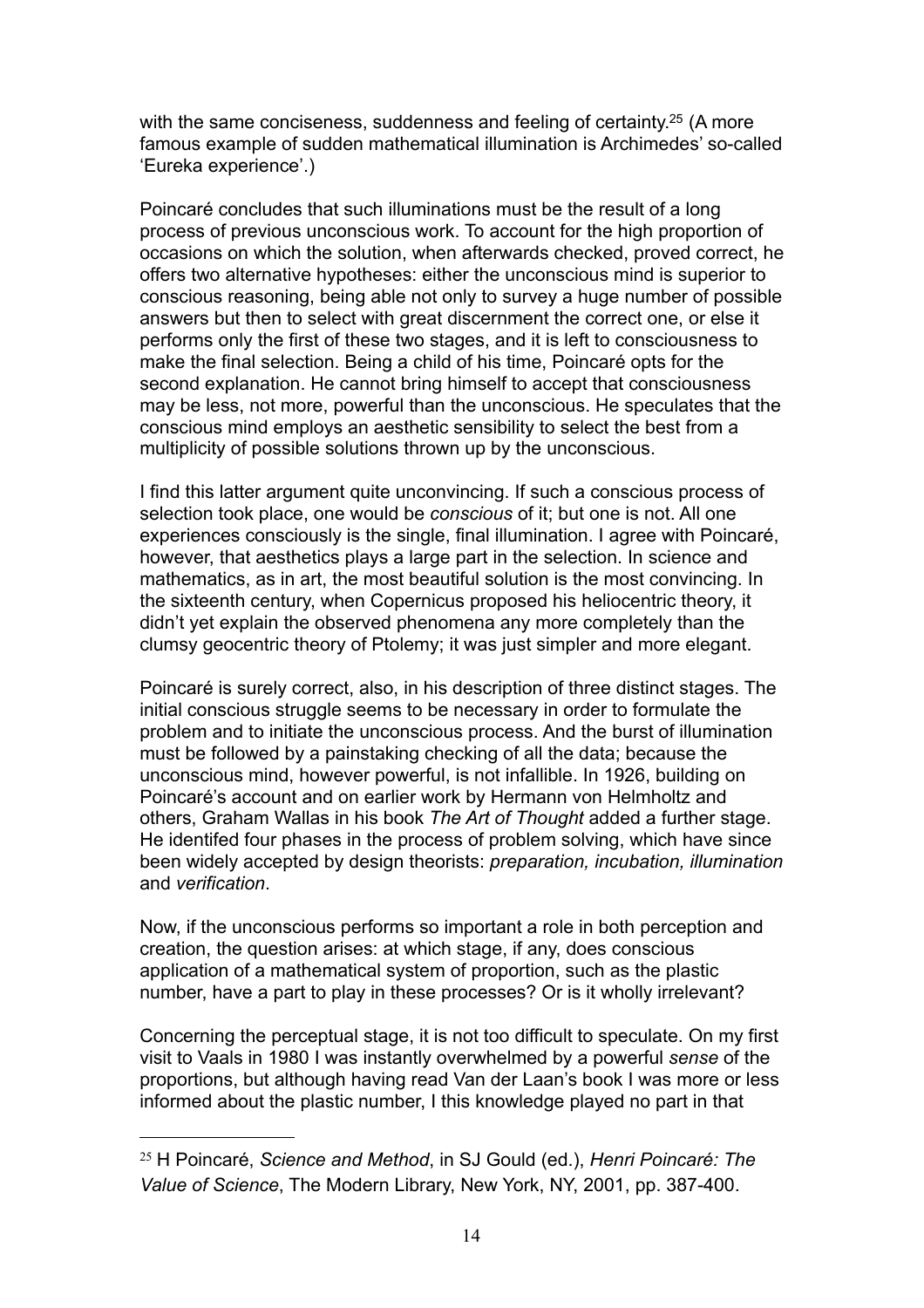with the same conciseness, suddenness and feeling of certainty.[25] (A more famous example of sudden mathematical illumination is Archimedes' so-called 'Eureka experience'.)

Poincaré concludes that such illuminations must be the result of a long process of previous unconscious work. To account for the high proportion of occasions on which the solution, when afterwards checked, proved correct, he offers two alternative hypotheses: either the unconscious mind is superior to conscious reasoning, being able not only to survey a huge number of possible answers but then to select with great discernment the correct one, or else it performs only the first of these two stages, and it is left to consciousness to make the final selection. Being a child of his time, Poincaré opts for the second explanation. He cannot bring himself to accept that consciousness may be less, not more, powerful than the unconscious. He speculates that the conscious mind employs an aesthetic sensibility to select the best from a multiplicity of possible solutions thrown up by the unconscious.

I find this latter argument quite unconvincing. If such a conscious process of selection took place, one would be *conscious* of it; but one is not. All one experiences consciously is the single, final illumination. I agree with Poincaré, however, that aesthetics plays a large part in the selection. In science and mathematics, as in art, the most beautiful solution is the most convincing. In the sixteenth century, when Copernicus proposed his heliocentric theory, it didn't yet explain the observed phenomena any more completely than the clumsy geocentric theory of Ptolemy; it was just simpler and more elegant.

Poincaré is surely correct, also, in his description of three distinct stages. The initial conscious struggle seems to be necessary in order to formulate the problem and to initiate the unconscious process. And the burst of illumination must be followed by a painstaking checking of all the data; because the unconscious mind, however powerful, is not infallible. In 1926, building on Poincaré's account and on earlier work by Hermann von Helmholtz and others, Graham Wallas in his book *The Art of Thought* added a further stage. He identifed four phases in the process of problem solving, which have since been widely accepted by design theorists: *preparation, incubation, illumination* and *verification*.

Now, if the unconscious performs so important a role in both perception and creation, the question arises: at which stage, if any, does conscious application of a mathematical system of proportion, such as the plastic number, have a part to play in these processes? Or is it wholly irrelevant?

Concerning the perceptual stage, it is not too difficult to speculate. On my first visit to Vaals in 1980 I was instantly overwhelmed by a powerful *sense* of the proportions, but although having read Van der Laan's book I was more or less informed about the plastic number, I this knowledge played no part in that

---

[25] H Poincaré, *Science and Method*, in SJ Gould (ed.), *Henri Poincaré: The Value of Science*, The Modern Library, New York, NY, 2001, pp. 387-400.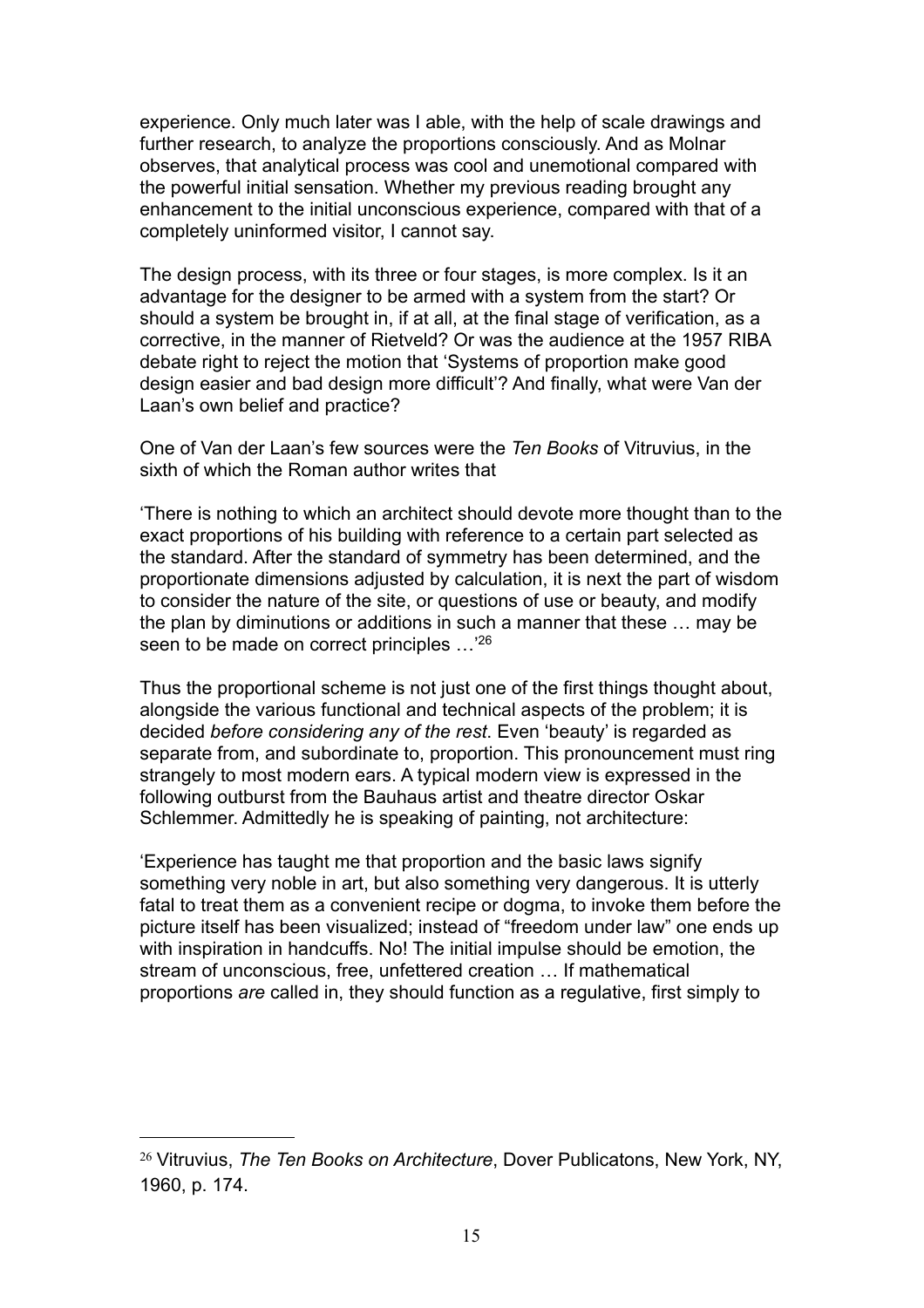experience. Only much later was I able, with the help of scale drawings and further research, to analyze the proportions consciously. And as Molnar observes, that analytical process was cool and unemotional compared with the powerful initial sensation. Whether my previous reading brought any enhancement to the initial unconscious experience, compared with that of a completely uninformed visitor, I cannot say.

The design process, with its three or four stages, is more complex. Is it an advantage for the designer to be armed with a system from the start? Or should a system be brought in, if at all, at the final stage of verification, as a corrective, in the manner of Rietveld? Or was the audience at the 1957 RIBA debate right to reject the motion that 'Systems of proportion make good design easier and bad design more difficult'? And finally, what were Van der Laan's own belief and practice?

One of Van der Laan's few sources were the *Ten Books* of Vitruvius, in the sixth of which the Roman author writes that

'There is nothing to which an architect should devote more thought than to the exact proportions of his building with reference to a certain part selected as the standard. After the standard of symmetry has been determined, and the proportionate dimensions adjusted by calculation, it is next the part of wisdom to consider the nature of the site, or questions of use or beauty, and modify the plan by diminutions or additions in such a manner that these … may be seen to be made on correct principles …'[26]

Thus the proportional scheme is not just one of the first things thought about, alongside the various functional and technical aspects of the problem; it is decided *before considering any of the rest*. Even 'beauty' is regarded as separate from, and subordinate to, proportion. This pronouncement must ring strangely to most modern ears. A typical modern view is expressed in the following outburst from the Bauhaus artist and theatre director Oskar Schlemmer. Admittedly he is speaking of painting, not architecture:

'Experience has taught me that proportion and the basic laws signify something very noble in art, but also something very dangerous. It is utterly fatal to treat them as a convenient recipe or dogma, to invoke them before the picture itself has been visualized; instead of "freedom under law" one ends up with inspiration in handcuffs. No! The initial impulse should be emotion, the stream of unconscious, free, unfettered creation … If mathematical proportions *are* called in, they should function as a regulative, first simply to

---

[26] Vitruvius, *The Ten Books on Architecture*, Dover Publicatons, New York, NY, 1960, p. 174.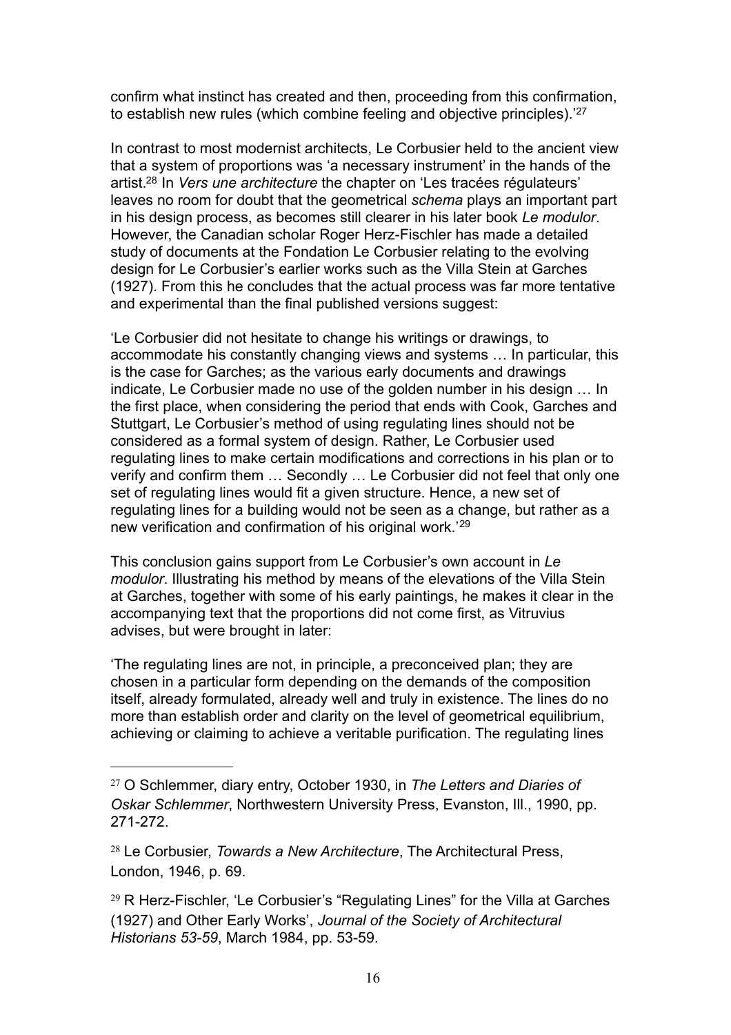confirm what instinct has created and then, proceeding from this confirmation, to establish new rules (which combine feeling and objective principles).'[27]

In contrast to most modernist architects, Le Corbusier held to the ancient view that a system of proportions was 'a necessary instrument' in the hands of the artist.[28] In *Vers une architecture* the chapter on 'Les tracées régulateurs' leaves no room for doubt that the geometrical *schema* plays an important part in his design process, as becomes still clearer in his later book *Le modulor*. However, the Canadian scholar Roger Herz-Fischler has made a detailed study of documents at the Fondation Le Corbusier relating to the evolving design for Le Corbusier's earlier works such as the Villa Stein at Garches (1927). From this he concludes that the actual process was far more tentative and experimental than the final published versions suggest:

'Le Corbusier did not hesitate to change his writings or drawings, to accommodate his constantly changing views and systems … In particular, this is the case for Garches; as the various early documents and drawings indicate, Le Corbusier made no use of the golden number in his design … In the first place, when considering the period that ends with Cook, Garches and Stuttgart, Le Corbusier's method of using regulating lines should not be considered as a formal system of design. Rather, Le Corbusier used regulating lines to make certain modifications and corrections in his plan or to verify and confirm them … Secondly … Le Corbusier did not feel that only one set of regulating lines would fit a given structure. Hence, a new set of regulating lines for a building would not be seen as a change, but rather as a new verification and confirmation of his original work.'[29]

This conclusion gains support from Le Corbusier's own account in *Le modulor*. Illustrating his method by means of the elevations of the Villa Stein at Garches, together with some of his early paintings, he makes it clear in the accompanying text that the proportions did not come first, as Vitruvius advises, but were brought in later:

'The regulating lines are not, in principle, a preconceived plan; they are chosen in a particular form depending on the demands of the composition itself, already formulated, already well and truly in existence. The lines do no more than establish order and clarity on the level of geometrical equilibrium, achieving or claiming to achieve a veritable purification. The regulating lines

---

[27] O Schlemmer, diary entry, October 1930, in *The Letters and Diaries of Oskar Schlemmer*, Northwestern University Press, Evanston, Ill., 1990, pp. 271-272.

[28] Le Corbusier, *Towards a New Architecture*, The Architectural Press, London, 1946, p. 69.

[29] R Herz-Fischler, 'Le Corbusier's "Regulating Lines" for the Villa at Garches (1927) and Other Early Works', *Journal of the Society of Architectural Historians 53-59*, March 1984, pp. 53-59.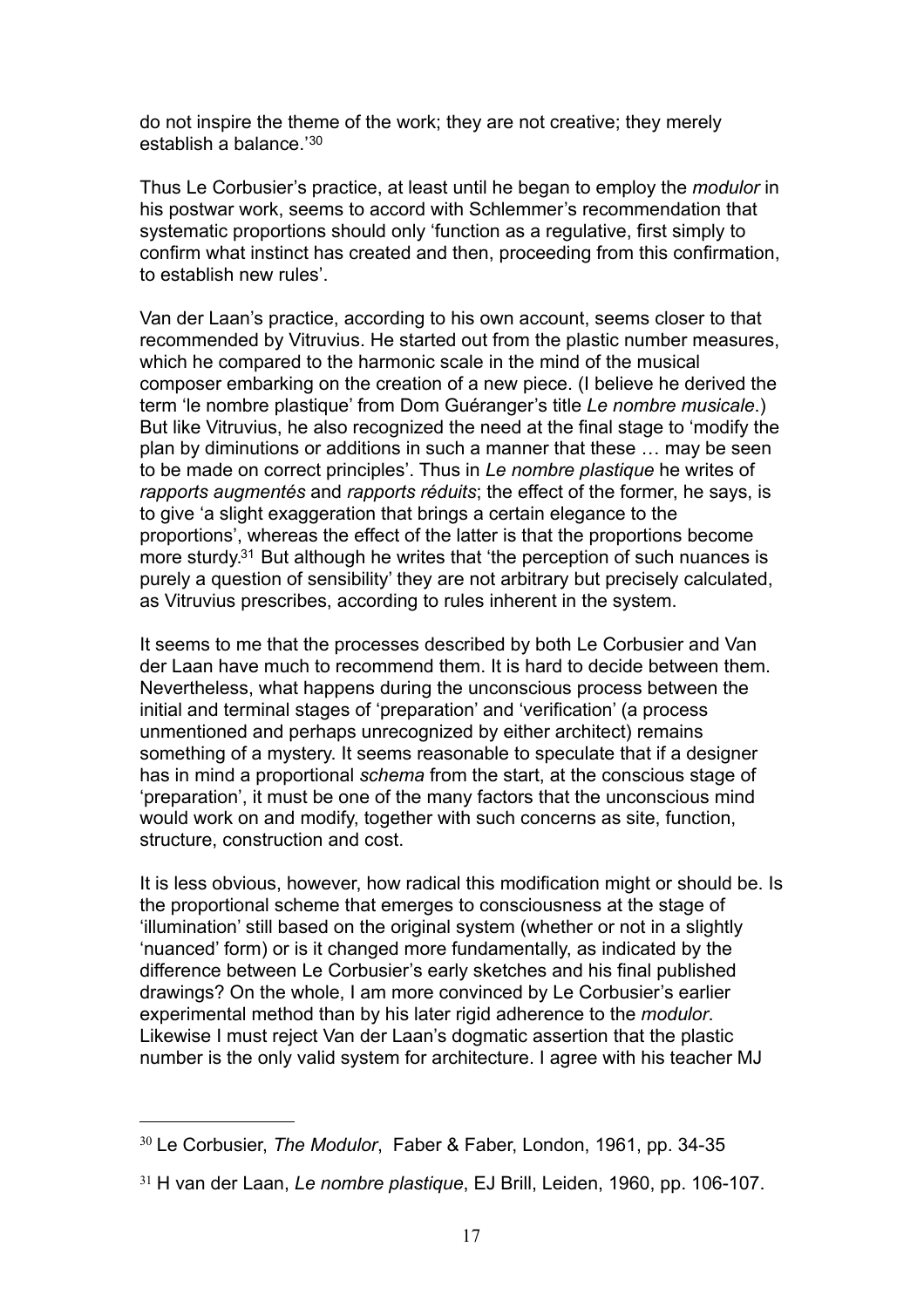do not inspire the theme of the work; they are not creative; they merely establish a balance.'[30]

Thus Le Corbusier's practice, at least until he began to employ the *modulor* in his postwar work, seems to accord with Schlemmer's recommendation that systematic proportions should only 'function as a regulative, first simply to confirm what instinct has created and then, proceeding from this confirmation, to establish new rules'.

Van der Laan's practice, according to his own account, seems closer to that recommended by Vitruvius. He started out from the plastic number measures, which he compared to the harmonic scale in the mind of the musical composer embarking on the creation of a new piece. (I believe he derived the term 'le nombre plastique' from Dom Guéranger's title *Le nombre musicale.*) But like Vitruvius, he also recognized the need at the final stage to 'modify the plan by diminutions or additions in such a manner that these … may be seen to be made on correct principles'. Thus in *Le nombre plastique* he writes of *rapports augmentés* and *rapports réduits*; the effect of the former, he says, is to give 'a slight exaggeration that brings a certain elegance to the proportions', whereas the effect of the latter is that the proportions become more sturdy.[31] But although he writes that 'the perception of such nuances is purely a question of sensibility' they are not arbitrary but precisely calculated, as Vitruvius prescribes, according to rules inherent in the system.

It seems to me that the processes described by both Le Corbusier and Van der Laan have much to recommend them. It is hard to decide between them. Nevertheless, what happens during the unconscious process between the initial and terminal stages of 'preparation' and 'verification' (a process unmentioned and perhaps unrecognized by either architect) remains something of a mystery. It seems reasonable to speculate that if a designer has in mind a proportional *schema* from the start, at the conscious stage of 'preparation', it must be one of the many factors that the unconscious mind would work on and modify, together with such concerns as site, function, structure, construction and cost.

It is less obvious, however, how radical this modification might or should be. Is the proportional scheme that emerges to consciousness at the stage of 'illumination' still based on the original system (whether or not in a slightly 'nuanced' form) or is it changed more fundamentally, as indicated by the difference between Le Corbusier's early sketches and his final published drawings? On the whole, I am more convinced by Le Corbusier's earlier experimental method than by his later rigid adherence to the *modulor*. Likewise I must reject Van der Laan's dogmatic assertion that the plastic number is the only valid system for architecture. I agree with his teacher MJ

---

[30] Le Corbusier, *The Modulor*, Faber & Faber, London, 1961, pp. 34-35

[31] H van der Laan, *Le nombre plastique*, EJ Brill, Leiden, 1960, pp. 106-107.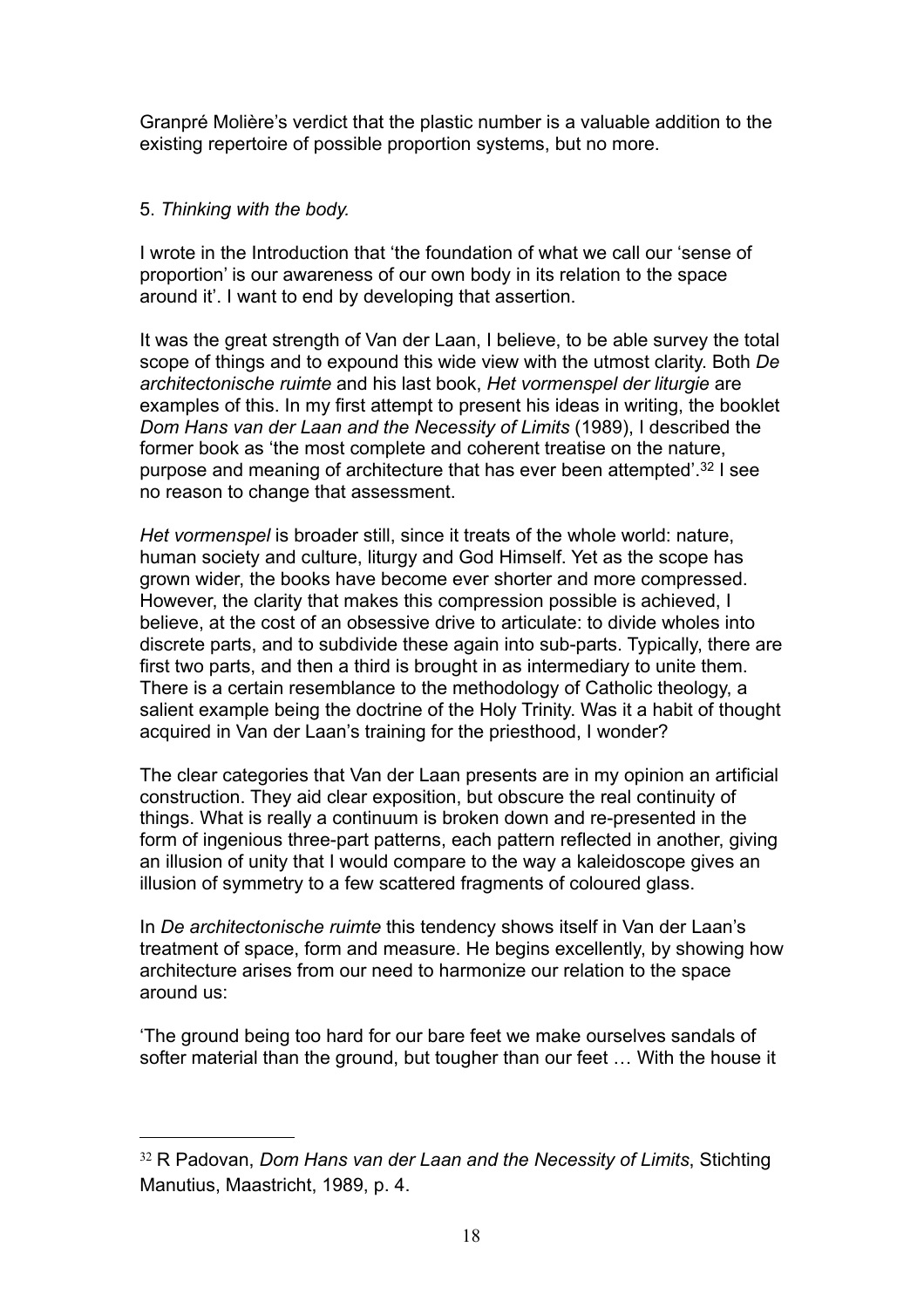Granpré Molière's verdict that the plastic number is a valuable addition to the existing repertoire of possible proportion systems, but no more.

5. *Thinking with the body.*

I wrote in the Introduction that 'the foundation of what we call our 'sense of proportion' is our awareness of our own body in its relation to the space around it'. I want to end by developing that assertion.

It was the great strength of Van der Laan, I believe, to be able survey the total scope of things and to expound this wide view with the utmost clarity. Both *De architectonische ruimte* and his last book, *Het vormenspel der liturgie* are examples of this. In my first attempt to present his ideas in writing, the booklet *Dom Hans van der Laan and the Necessity of Limits* (1989), I described the former book as 'the most complete and coherent treatise on the nature, purpose and meaning of architecture that has ever been attempted'.[32] I see no reason to change that assessment.

*Het vormenspel* is broader still, since it treats of the whole world: nature, human society and culture, liturgy and God Himself. Yet as the scope has grown wider, the books have become ever shorter and more compressed. However, the clarity that makes this compression possible is achieved, I believe, at the cost of an obsessive drive to articulate: to divide wholes into discrete parts, and to subdivide these again into sub-parts. Typically, there are first two parts, and then a third is brought in as intermediary to unite them. There is a certain resemblance to the methodology of Catholic theology, a salient example being the doctrine of the Holy Trinity. Was it a habit of thought acquired in Van der Laan's training for the priesthood, I wonder?

The clear categories that Van der Laan presents are in my opinion an artificial construction. They aid clear exposition, but obscure the real continuity of things. What is really a continuum is broken down and re-presented in the form of ingenious three-part patterns, each pattern reflected in another, giving an illusion of unity that I would compare to the way a kaleidoscope gives an illusion of symmetry to a few scattered fragments of coloured glass.

In *De architectonische ruimte* this tendency shows itself in Van der Laan's treatment of space, form and measure. He begins excellently, by showing how architecture arises from our need to harmonize our relation to the space around us:

'The ground being too hard for our bare feet we make ourselves sandals of softer material than the ground, but tougher than our feet … With the house it

---

[32] R Padovan, *Dom Hans van der Laan and the Necessity of Limits*, Stichting Manutius, Maastricht, 1989, p. 4.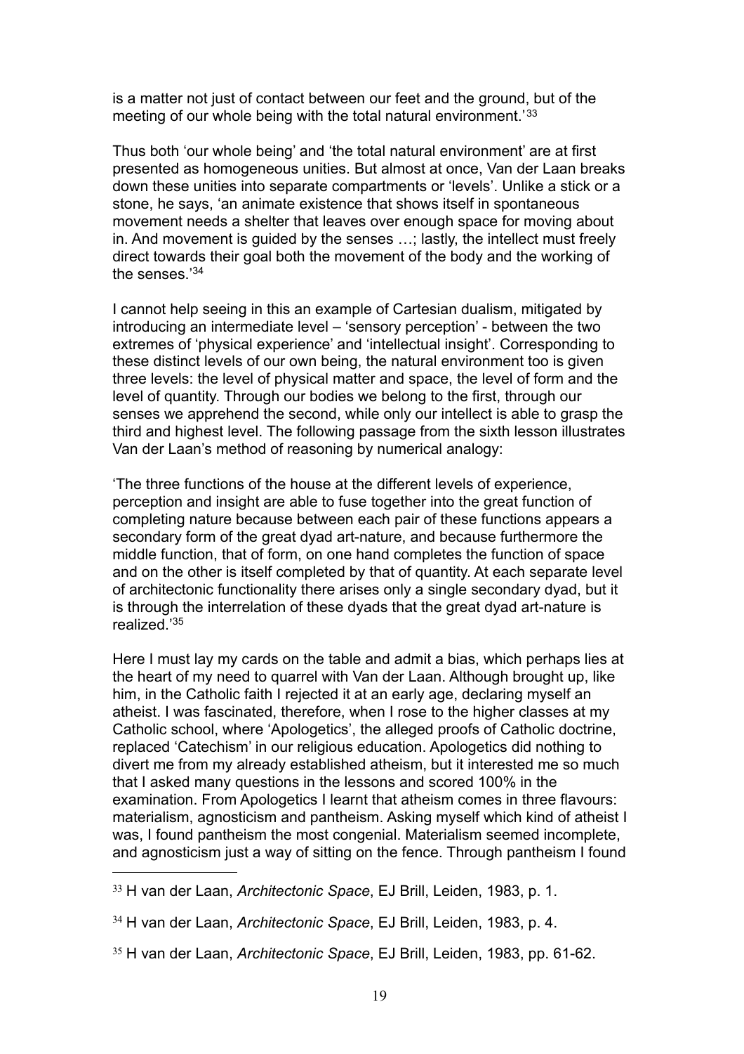is a matter not just of contact between our feet and the ground, but of the meeting of our whole being with the total natural environment.'[33]

Thus both 'our whole being' and 'the total natural environment' are at first presented as homogeneous unities. But almost at once, Van der Laan breaks down these unities into separate compartments or 'levels'. Unlike a stick or a stone, he says, 'an animate existence that shows itself in spontaneous movement needs a shelter that leaves over enough space for moving about in. And movement is guided by the senses …; lastly, the intellect must freely direct towards their goal both the movement of the body and the working of the senses.'[34]

I cannot help seeing in this an example of Cartesian dualism, mitigated by introducing an intermediate level – 'sensory perception' - between the two extremes of 'physical experience' and 'intellectual insight'. Corresponding to these distinct levels of our own being, the natural environment too is given three levels: the level of physical matter and space, the level of form and the level of quantity. Through our bodies we belong to the first, through our senses we apprehend the second, while only our intellect is able to grasp the third and highest level. The following passage from the sixth lesson illustrates Van der Laan's method of reasoning by numerical analogy:

'The three functions of the house at the different levels of experience, perception and insight are able to fuse together into the great function of completing nature because between each pair of these functions appears a secondary form of the great dyad art-nature, and because furthermore the middle function, that of form, on one hand completes the function of space and on the other is itself completed by that of quantity. At each separate level of architectonic functionality there arises only a single secondary dyad, but it is through the interrelation of these dyads that the great dyad art-nature is realized.'[35]

Here I must lay my cards on the table and admit a bias, which perhaps lies at the heart of my need to quarrel with Van der Laan. Although brought up, like him, in the Catholic faith I rejected it at an early age, declaring myself an atheist. I was fascinated, therefore, when I rose to the higher classes at my Catholic school, where 'Apologetics', the alleged proofs of Catholic doctrine, replaced 'Catechism' in our religious education. Apologetics did nothing to divert me from my already established atheism, but it interested me so much that I asked many questions in the lessons and scored 100% in the examination. From Apologetics I learnt that atheism comes in three flavours: materialism, agnosticism and pantheism. Asking myself which kind of atheist I was, I found pantheism the most congenial. Materialism seemed incomplete, and agnosticism just a way of sitting on the fence. Through pantheism I found

---

[33] H van der Laan, *Architectonic Space*, EJ Brill, Leiden, 1983, p. 1.

[34] H van der Laan, *Architectonic Space*, EJ Brill, Leiden, 1983, p. 4.

[35] H van der Laan, *Architectonic Space*, EJ Brill, Leiden, 1983, pp. 61-62.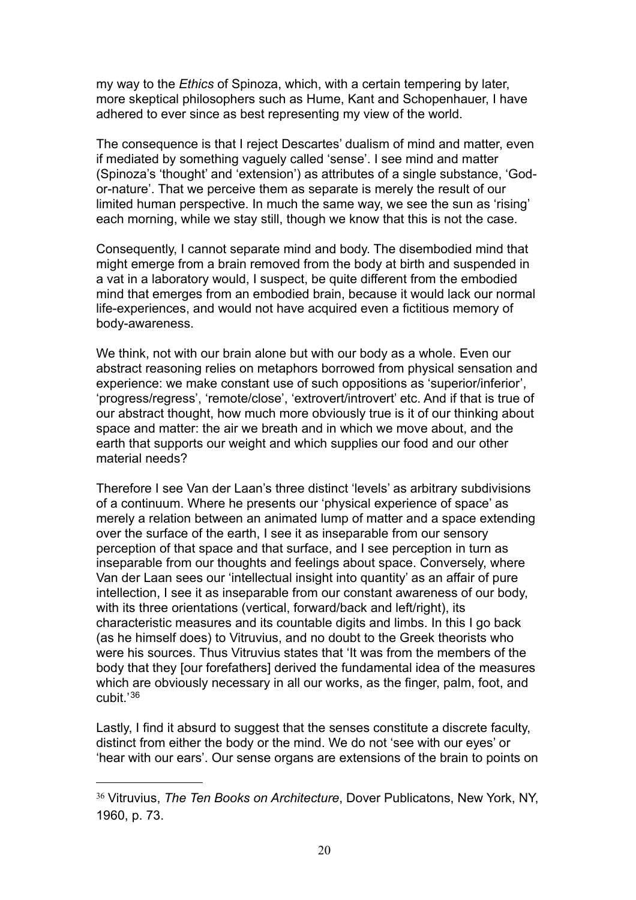my way to the *Ethics* of Spinoza, which, with a certain tempering by later, more skeptical philosophers such as Hume, Kant and Schopenhauer, I have adhered to ever since as best representing my view of the world.

The consequence is that I reject Descartes' dualism of mind and matter, even if mediated by something vaguely called 'sense'. I see mind and matter (Spinoza's 'thought' and 'extension') as attributes of a single substance, 'God-or-nature'. That we perceive them as separate is merely the result of our limited human perspective. In much the same way, we see the sun as 'rising' each morning, while we stay still, though we know that this is not the case.

Consequently, I cannot separate mind and body. The disembodied mind that might emerge from a brain removed from the body at birth and suspended in a vat in a laboratory would, I suspect, be quite different from the embodied mind that emerges from an embodied brain, because it would lack our normal life-experiences, and would not have acquired even a fictitious memory of body-awareness.

We think, not with our brain alone but with our body as a whole. Even our abstract reasoning relies on metaphors borrowed from physical sensation and experience: we make constant use of such oppositions as 'superior/inferior', 'progress/regress', 'remote/close', 'extrovert/introvert' etc. And if that is true of our abstract thought, how much more obviously true is it of our thinking about space and matter: the air we breath and in which we move about, and the earth that supports our weight and which supplies our food and our other material needs?

Therefore I see Van der Laan's three distinct 'levels' as arbitrary subdivisions of a continuum. Where he presents our 'physical experience of space' as merely a relation between an animated lump of matter and a space extending over the surface of the earth, I see it as inseparable from our sensory perception of that space and that surface, and I see perception in turn as inseparable from our thoughts and feelings about space. Conversely, where Van der Laan sees our 'intellectual insight into quantity' as an affair of pure intellection, I see it as inseparable from our constant awareness of our body, with its three orientations (vertical, forward/back and left/right), its characteristic measures and its countable digits and limbs. In this I go back (as he himself does) to Vitruvius, and no doubt to the Greek theorists who were his sources. Thus Vitruvius states that 'It was from the members of the body that they [our forefathers] derived the fundamental idea of the measures which are obviously necessary in all our works, as the finger, palm, foot, and cubit.'[36]

Lastly, I find it absurd to suggest that the senses constitute a discrete faculty, distinct from either the body or the mind. We do not 'see with our eyes' or 'hear with our ears'. Our sense organs are extensions of the brain to points on

---

[36] Vitruvius, *The Ten Books on Architecture*, Dover Publicatons, New York, NY, 1960, p. 73.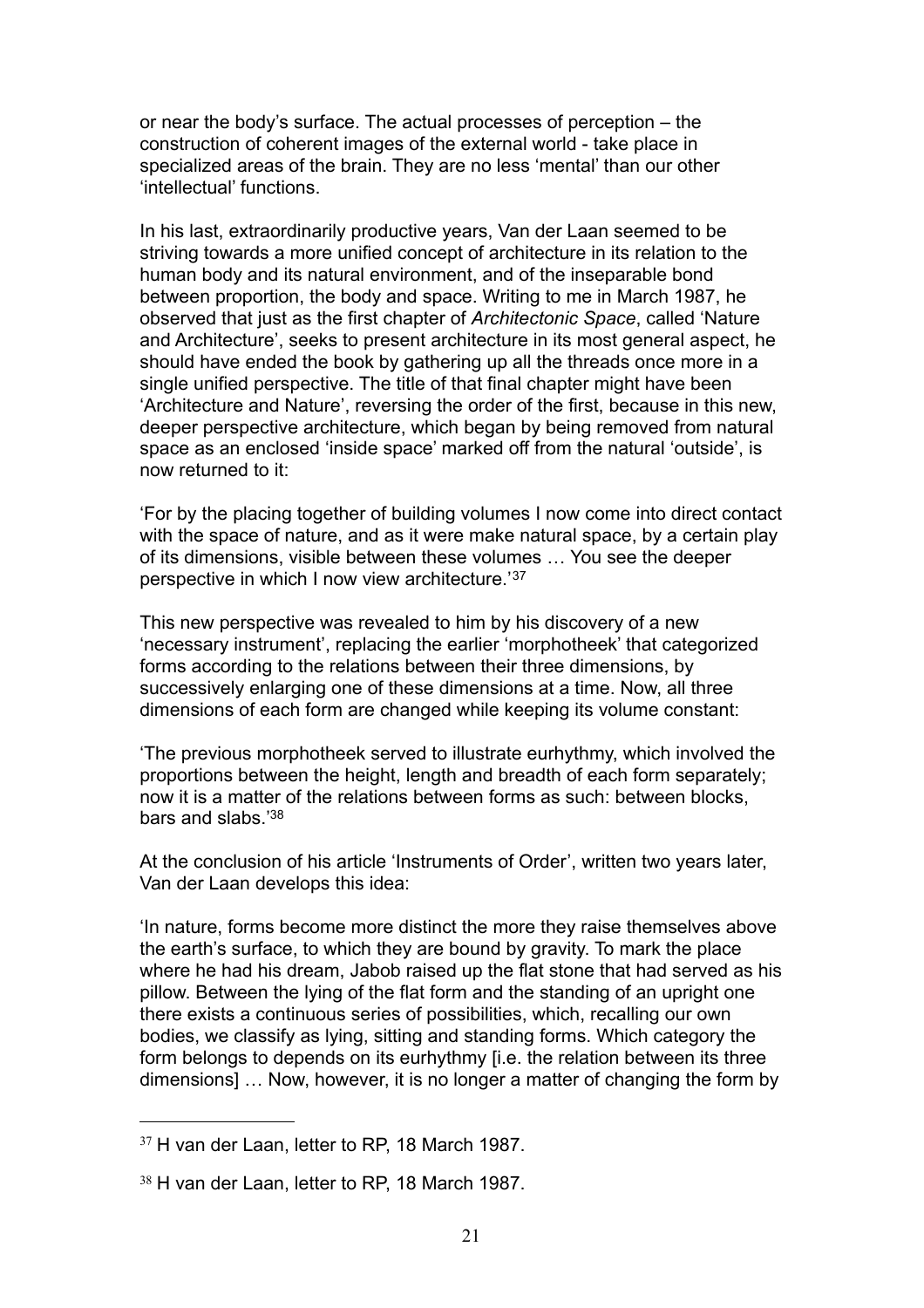or near the body's surface. The actual processes of perception – the construction of coherent images of the external world - take place in specialized areas of the brain. They are no less 'mental' than our other 'intellectual' functions.

In his last, extraordinarily productive years, Van der Laan seemed to be striving towards a more unified concept of architecture in its relation to the human body and its natural environment, and of the inseparable bond between proportion, the body and space. Writing to me in March 1987, he observed that just as the first chapter of *Architectonic Space*, called 'Nature and Architecture', seeks to present architecture in its most general aspect, he should have ended the book by gathering up all the threads once more in a single unified perspective. The title of that final chapter might have been 'Architecture and Nature', reversing the order of the first, because in this new, deeper perspective architecture, which began by being removed from natural space as an enclosed 'inside space' marked off from the natural 'outside', is now returned to it:

'For by the placing together of building volumes I now come into direct contact with the space of nature, and as it were make natural space, by a certain play of its dimensions, visible between these volumes … You see the deeper perspective in which I now view architecture.'[37]

This new perspective was revealed to him by his discovery of a new 'necessary instrument', replacing the earlier 'morphotheek' that categorized forms according to the relations between their three dimensions, by successively enlarging one of these dimensions at a time. Now, all three dimensions of each form are changed while keeping its volume constant:

'The previous morphotheek served to illustrate eurhythmy, which involved the proportions between the height, length and breadth of each form separately; now it is a matter of the relations between forms as such: between blocks, bars and slabs.'[38]

At the conclusion of his article 'Instruments of Order', written two years later, Van der Laan develops this idea:

'In nature, forms become more distinct the more they raise themselves above the earth's surface, to which they are bound by gravity. To mark the place where he had his dream, Jabob raised up the flat stone that had served as his pillow. Between the lying of the flat form and the standing of an upright one there exists a continuous series of possibilities, which, recalling our own bodies, we classify as lying, sitting and standing forms. Which category the form belongs to depends on its eurhythmy [i.e. the relation between its three dimensions] … Now, however, it is no longer a matter of changing the form by

---

[37] H van der Laan, letter to RP, 18 March 1987.

[38] H van der Laan, letter to RP, 18 March 1987.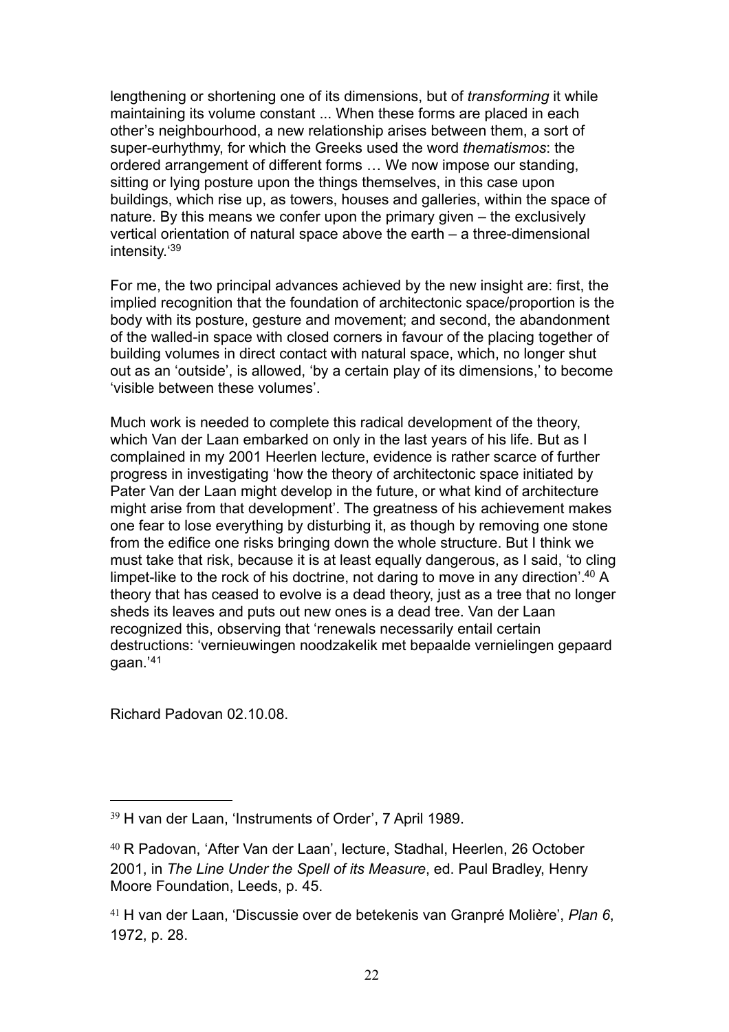lengthening or shortening one of its dimensions, but of *transforming* it while maintaining its volume constant ... When these forms are placed in each other's neighbourhood, a new relationship arises between them, a sort of super-eurhythmy, for which the Greeks used the word *thematismos*: the ordered arrangement of different forms … We now impose our standing, sitting or lying posture upon the things themselves, in this case upon buildings, which rise up, as towers, houses and galleries, within the space of nature. By this means we confer upon the primary given – the exclusively vertical orientation of natural space above the earth – a three-dimensional intensity.'[39]

For me, the two principal advances achieved by the new insight are: first, the implied recognition that the foundation of architectonic space/proportion is the body with its posture, gesture and movement; and second, the abandonment of the walled-in space with closed corners in favour of the placing together of building volumes in direct contact with natural space, which, no longer shut out as an 'outside', is allowed, 'by a certain play of its dimensions,' to become 'visible between these volumes'.

Much work is needed to complete this radical development of the theory, which Van der Laan embarked on only in the last years of his life. But as I complained in my 2001 Heerlen lecture, evidence is rather scarce of further progress in investigating 'how the theory of architectonic space initiated by Pater Van der Laan might develop in the future, or what kind of architecture might arise from that development'. The greatness of his achievement makes one fear to lose everything by disturbing it, as though by removing one stone from the edifice one risks bringing down the whole structure. But I think we must take that risk, because it is at least equally dangerous, as I said, 'to cling limpet-like to the rock of his doctrine, not daring to move in any direction'.[40] A theory that has ceased to evolve is a dead theory, just as a tree that no longer sheds its leaves and puts out new ones is a dead tree. Van der Laan recognized this, observing that 'renewals necessarily entail certain destructions: 'vernieuwingen noodzakelik met bepaalde vernielingen gepaard gaan.'[41]

Richard Padovan 02.10.08.

---

[39] H van der Laan, 'Instruments of Order', 7 April 1989.

[40] R Padovan, 'After Van der Laan', lecture, Stadhal, Heerlen, 26 October 2001, in *The Line Under the Spell of its Measure*, ed. Paul Bradley, Henry Moore Foundation, Leeds, p. 45.

[41] H van der Laan, 'Discussie over de betekenis van Granpré Molière', *Plan 6*, 1972, p. 28.